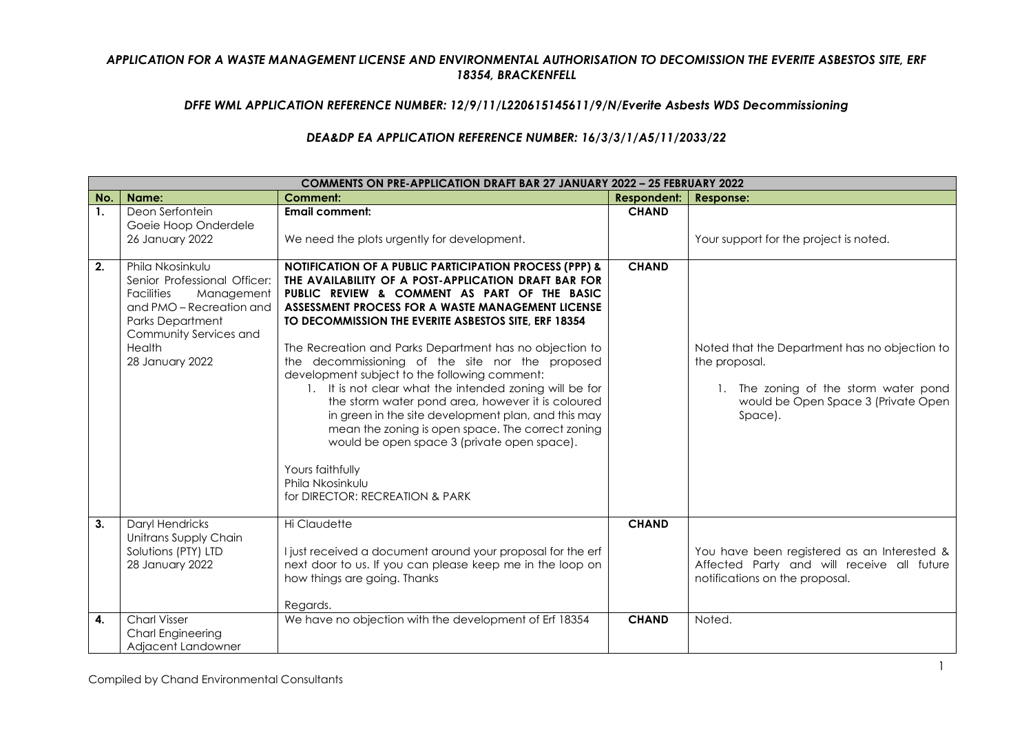***APPLICATION FOR A WASTE MANAGEMENT LICENSE AND ENVIRONMENTAL AUTHORISATION TO DECOMISSION THE EVERITE ASBESTOS SITE, ERF 18354, BRACKENFELL***

***DFFE WML APPLICATION REFERENCE NUMBER: 12/9/11/L220615145611/9/N/Everite Asbests WDS Decommissioning***

***DEA&DP EA APPLICATION REFERENCE NUMBER: 16/3/3/1/A5/11/2033/22***

| **COMMENTS ON PRE-APPLICATION DRAFT BAR 27 JANUARY 2022 – 25 FEBRUARY 2022** | | | | |
|---|---|---|---|---|
| **No.** | **Name:** | **Comment:** | **Respondent:** | **Response:** |
| **1.** | Deon Serfontein<br>Goeie Hoop Onderdele<br>26 January 2022 | **Email comment:**<br><br>We need the plots urgently for development. | **CHAND** | Your support for the project is noted. |
| **2.** | Phila Nkosinkulu<br>Senior Professional Officer: Facilities Management and PMO – Recreation and Parks Department<br>Community Services and Health<br>28 January 2022 | **NOTIFICATION OF A PUBLIC PARTICIPATION PROCESS (PPP) & THE AVAILABILITY OF A POST-APPLICATION DRAFT BAR FOR PUBLIC REVIEW & COMMENT AS PART OF THE BASIC ASSESSMENT PROCESS FOR A WASTE MANAGEMENT LICENSE TO DECOMMISSION THE EVERITE ASBESTOS SITE, ERF 18354**<br><br>The Recreation and Parks Department has no objection to the decommissioning of the site nor the proposed development subject to the following comment:<br>1. It is not clear what the intended zoning will be for the storm water pond area, however it is coloured in green in the site development plan, and this may mean the zoning is open space. The correct zoning would be open space 3 (private open space).<br><br>Yours faithfully<br>Phila Nkosinkulu<br>for DIRECTOR: RECREATION & PARK | **CHAND** | Noted that the Department has no objection to the proposal.<br><br>1. The zoning of the storm water pond would be Open Space 3 (Private Open Space). |
| **3.** | Daryl Hendricks<br>Unitrans Supply Chain Solutions (PTY) LTD<br>28 January 2022 | Hi Claudette<br><br>I just received a document around your proposal for the erf next door to us. If you can please keep me in the loop on how things are going. Thanks<br><br>Regards. | **CHAND** | You have been registered as an Interested & Affected Party and will receive all future notifications on the proposal. |
| **4.** | Charl Visser<br>Charl Engineering<br>Adjacent Landowner | We have no objection with the development of Erf 18354 | **CHAND** | Noted. |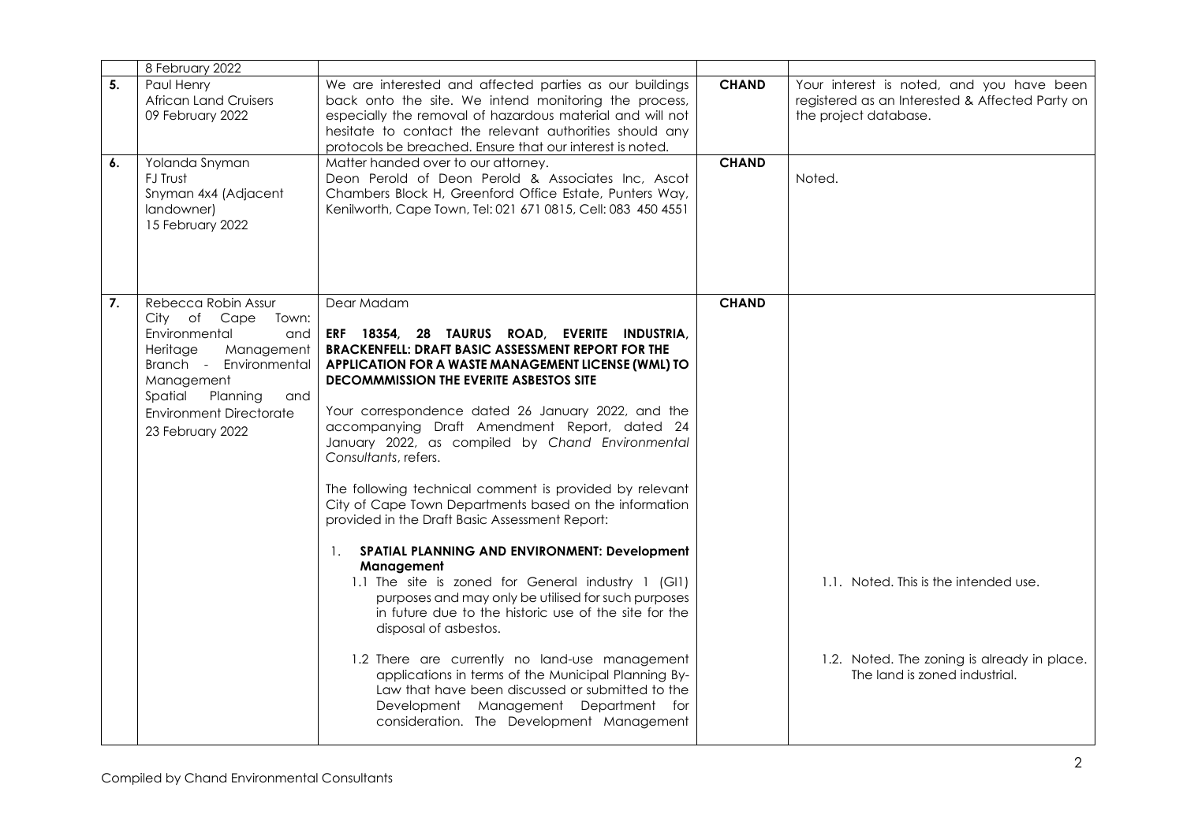| | | | | |
|---|---|---|---|---|
| | 8 February 2022 | | | |
| **5.** | Paul Henry<br>African Land Cruisers<br>09 February 2022 | We are interested and affected parties as our buildings back onto the site. We intend monitoring the process, especially the removal of hazardous material and will not hesitate to contact the relevant authorities should any protocols be breached. Ensure that our interest is noted. | **CHAND** | Your interest is noted, and you have been registered as an Interested & Affected Party on the project database. |
| **6.** | Yolanda Snyman<br>FJ Trust<br>Snyman 4x4 (Adjacent landowner)<br>15 February 2022 | Matter handed over to our attorney.<br>Deon Perold of Deon Perold & Associates Inc, Ascot Chambers Block H, Greenford Office Estate, Punters Way, Kenilworth, Cape Town, Tel: 021 671 0815, Cell: 083 450 4551 | **CHAND** | Noted. |
| **7.** | Rebecca Robin Assur<br>City of Cape Town: Environmental and Heritage Management Branch - Environmental Management<br>Spatial Planning and Environment Directorate<br>23 February 2022 | Dear Madam<br><br>**ERF 18354, 28 TAURUS ROAD, EVERITE INDUSTRIA, BRACKENFELL: DRAFT BASIC ASSESSMENT REPORT FOR THE APPLICATION FOR A WASTE MANAGEMENT LICENSE (WML) TO DECOMMMISSION THE EVERITE ASBESTOS SITE**<br><br>Your correspondence dated 26 January 2022, and the accompanying Draft Amendment Report, dated 24 January 2022, as compiled by *Chand Environmental Consultants*, refers.<br><br>The following technical comment is provided by relevant City of Cape Town Departments based on the information provided in the Draft Basic Assessment Report:<br><br>1. **SPATIAL PLANNING AND ENVIRONMENT: Development Management**<br>1.1 The site is zoned for General industry 1 (GI1) purposes and may only be utilised for such purposes in future due to the historic use of the site for the disposal of asbestos.<br><br>1.2 There are currently no land-use management applications in terms of the Municipal Planning By-Law that have been discussed or submitted to the Development Management Department for consideration. The Development Management | **CHAND** | 1.1. Noted. This is the intended use.<br><br>1.2. Noted. The zoning is already in place. The land is zoned industrial. |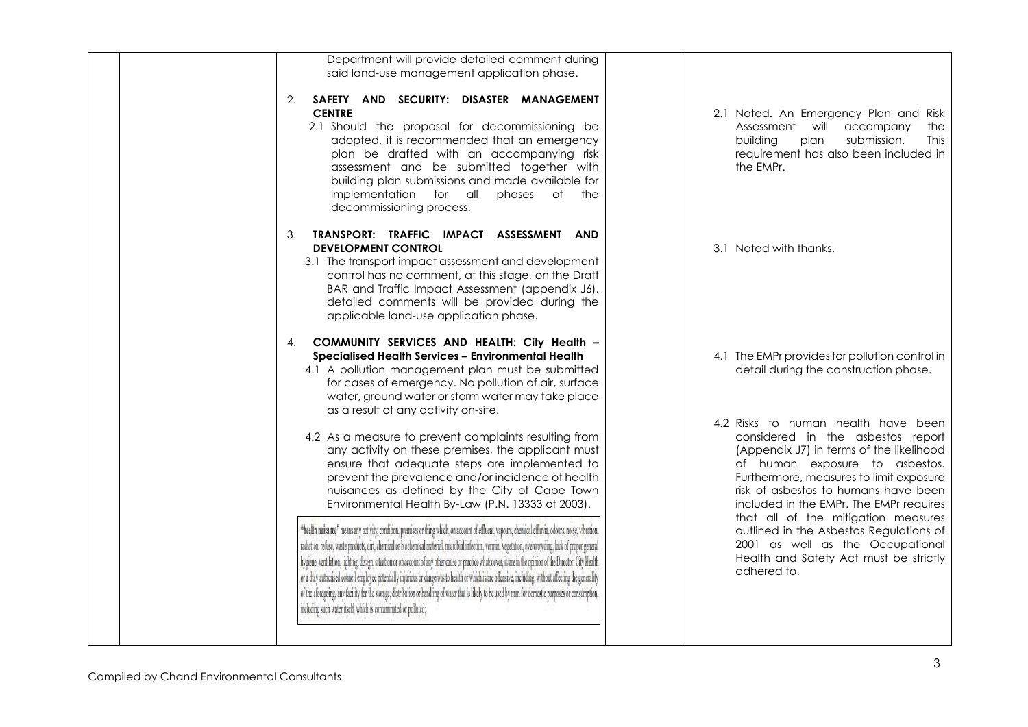| | | | | |
|---|---|---|---|---|
| | | Department will provide detailed comment during said land-use management application phase.<br><br>2. **SAFETY AND SECURITY: DISASTER MANAGEMENT CENTRE**<br>2.1 Should the proposal for decommissioning be adopted, it is recommended that an emergency plan be drafted with an accompanying risk assessment and be submitted together with building plan submissions and made available for implementation for all phases of the decommissioning process. | | <br><br><br>2.1 Noted. An Emergency Plan and Risk Assessment will accompany the building plan submission. This requirement has also been included in the EMPr. |
| | | 3. **TRANSPORT: TRAFFIC IMPACT ASSESSMENT AND DEVELOPMENT CONTROL**<br>3.1 The transport impact assessment and development control has no comment, at this stage, on the Draft BAR and Traffic Impact Assessment (appendix J6). detailed comments will be provided during the applicable land-use application phase. | | 3.1 Noted with thanks. |
| | | 4. **COMMUNITY SERVICES AND HEALTH: City Health – Specialised Health Services – Environmental Health**<br>4.1 A pollution management plan must be submitted for cases of emergency. No pollution of air, surface water, ground water or storm water may take place as a result of any activity on-site.<br><br>4.2 As a measure to prevent complaints resulting from any activity on these premises, the applicant must ensure that adequate steps are implemented to prevent the prevalence and/or incidence of health nuisances as defined by the City of Cape Town Environmental Health By-Law (P.N. 13333 of 2003).<br><br>"**health nuisance**" means any activity, condition, premises or thing which, on account of effluent, vapours, chemical effluvia, odours, noise, vibration, radiation, refuse, waste products, dirt, chemical or biochemical material, microbial infection, vermin, vegetation, overcrowding, lack of proper general hygiene, ventilation, lighting, design, situation or on account of any other cause or practice whatsoever, is/are in the opinion of the Director: City Health or a duly authorised council employee potentially injurious or dangerous to health or which is/are offensive, including, without affecting the generality of the aforegoing, any facility for the storage, distribution or handling of water that is likely to be used by man for domestic purposes or consumption, including such water itself, which is contaminated or polluted; | | 4.1 The EMPr provides for pollution control in detail during the construction phase.<br><br>4.2 Risks to human health have been considered in the asbestos report (Appendix J7) in terms of the likelihood of human exposure to asbestos. Furthermore, measures to limit exposure risk of asbestos to humans have been included in the EMPr. The EMPr requires that all of the mitigation measures outlined in the Asbestos Regulations of 2001 as well as the Occupational Health and Safety Act must be strictly adhered to. |

Compiled by Chand Environmental Consultants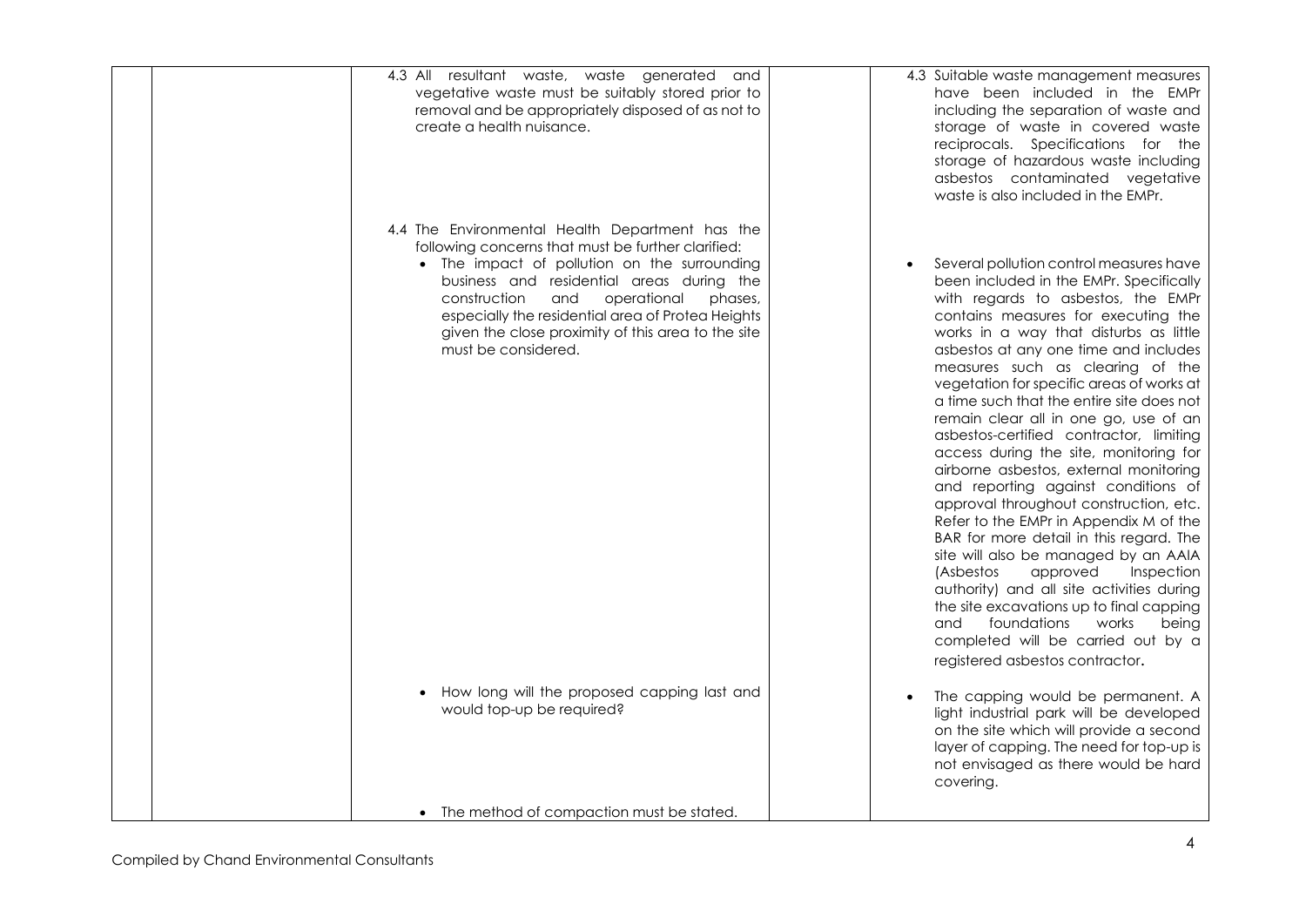| | | | | |
|---|---|---|---|---|
| | | 4.3 All resultant waste, waste generated and vegetative waste must be suitably stored prior to removal and be appropriately disposed of as not to create a health nuisance. | | 4.3 Suitable waste management measures have been included in the EMPr including the separation of waste and storage of waste in covered waste reciprocals. Specifications for the storage of hazardous waste including asbestos contaminated vegetative waste is also included in the EMPr. |
| | | 4.4 The Environmental Health Department has the following concerns that must be further clarified:<br>• The impact of pollution on the surrounding business and residential areas during the construction and operational phases, especially the residential area of Protea Heights given the close proximity of this area to the site must be considered. | | • Several pollution control measures have been included in the EMPr. Specifically with regards to asbestos, the EMPr contains measures for executing the works in a way that disturbs as little asbestos at any one time and includes measures such as clearing of the vegetation for specific areas of works at a time such that the entire site does not remain clear all in one go, use of an asbestos-certified contractor, limiting access during the site, monitoring for airborne asbestos, external monitoring and reporting against conditions of approval throughout construction, etc. Refer to the EMPr in Appendix M of the BAR for more detail in this regard. The site will also be managed by an AAIA (Asbestos approved Inspection authority) and all site activities during the site excavations up to final capping and foundations works being completed will be carried out by a registered asbestos contractor. |
| | | • How long will the proposed capping last and would top-up be required? | | • The capping would be permanent. A light industrial park will be developed on the site which will provide a second layer of capping. The need for top-up is not envisaged as there would be hard covering. |
| | | • The method of compaction must be stated. | | |

Compiled by Chand Environmental Consultants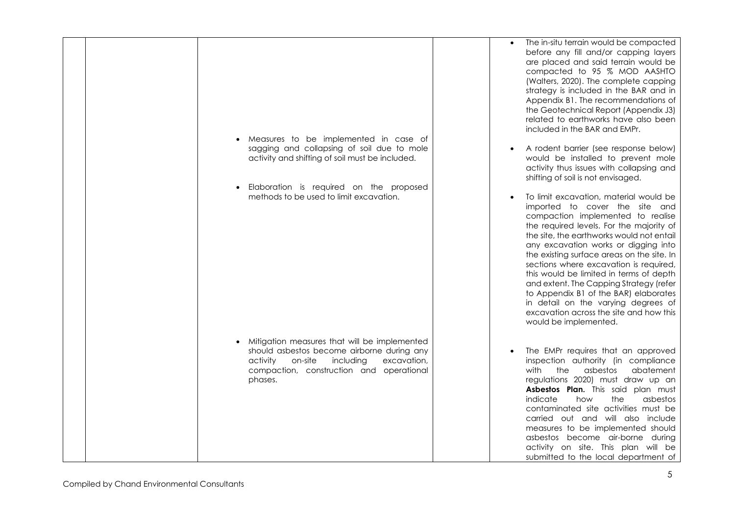| | | | | |
|---|---|---|---|---|
| | | | | • The in-situ terrain would be compacted before any fill and/or capping layers are placed and said terrain would be compacted to 95 % MOD AASHTO (Walters, 2020). The complete capping strategy is included in the BAR and in Appendix B1. The recommendations of the Geotechnical Report (Appendix J3) related to earthworks have also been included in the BAR and EMPr. |
| | | • Measures to be implemented in case of sagging and collapsing of soil due to mole activity and shifting of soil must be included. | | • A rodent barrier (see response below) would be installed to prevent mole activity thus issues with collapsing and shifting of soil is not envisaged. |
| | | • Elaboration is required on the proposed methods to be used to limit excavation. | | • To limit excavation, material would be imported to cover the site and compaction implemented to realise the required levels. For the majority of the site, the earthworks would not entail any excavation works or digging into the existing surface areas on the site. In sections where excavation is required, this would be limited in terms of depth and extent. The Capping Strategy (refer to Appendix B1 of the BAR) elaborates in detail on the varying degrees of excavation across the site and how this would be implemented. |
| | | • Mitigation measures that will be implemented should asbestos become airborne during any activity on-site including excavation, compaction, construction and operational phases. | | • The EMPr requires that an approved inspection authority (in compliance with the asbestos abatement regulations 2020) must draw up an **Asbestos Plan.** This said plan must indicate how the asbestos contaminated site activities must be carried out and will also include measures to be implemented should asbestos become air-borne during activity on site. This plan will be submitted to the local department of |

Compiled by Chand Environmental Consultants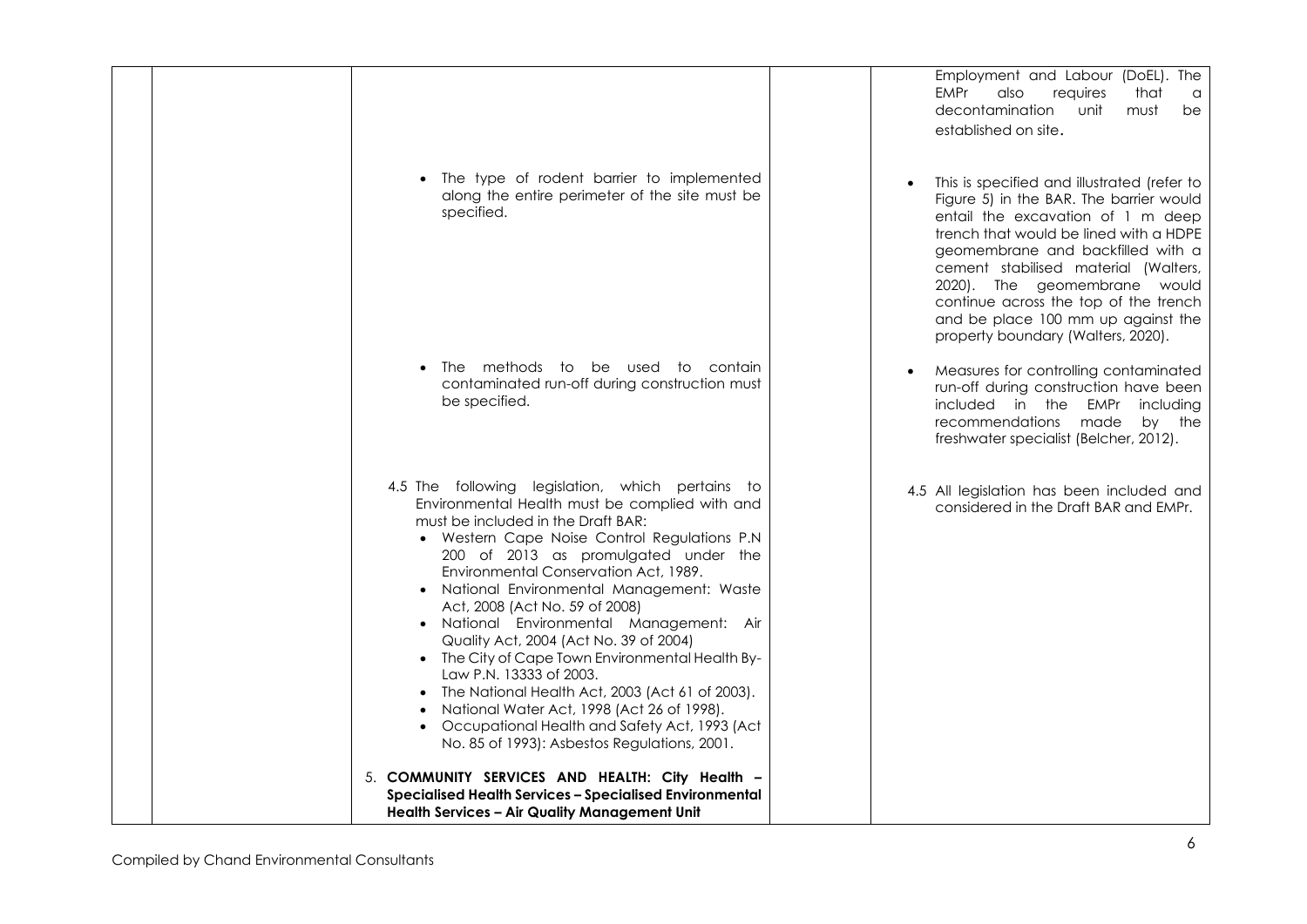| | | | | |
|---|---|---|---|---|
| | | | | Employment and Labour (DoEL). The EMPr also requires that a decontamination unit must be established on site. |
| | | • The type of rodent barrier to implemented along the entire perimeter of the site must be specified. | | • This is specified and illustrated (refer to Figure 5) in the BAR. The barrier would entail the excavation of 1 m deep trench that would be lined with a HDPE geomembrane and backfilled with a cement stabilised material (Walters, 2020). The geomembrane would continue across the top of the trench and be place 100 mm up against the property boundary (Walters, 2020). |
| | | • The methods to be used to contain contaminated run-off during construction must be specified. | | • Measures for controlling contaminated run-off during construction have been included in the EMPr including recommendations made by the freshwater specialist (Belcher, 2012). |
| | | 4.5 The following legislation, which pertains to Environmental Health must be complied with and must be included in the Draft BAR:<br>• Western Cape Noise Control Regulations P.N 200 of 2013 as promulgated under the Environmental Conservation Act, 1989.<br>• National Environmental Management: Waste Act, 2008 (Act No. 59 of 2008)<br>• National Environmental Management: Air Quality Act, 2004 (Act No. 39 of 2004)<br>• The City of Cape Town Environmental Health By-Law P.N. 13333 of 2003.<br>• The National Health Act, 2003 (Act 61 of 2003).<br>• National Water Act, 1998 (Act 26 of 1998).<br>• Occupational Health and Safety Act, 1993 (Act No. 85 of 1993): Asbestos Regulations, 2001. | | 4.5 All legislation has been included and considered in the Draft BAR and EMPr. |
| | | 5. **COMMUNITY SERVICES AND HEALTH: City Health – Specialised Health Services – Specialised Environmental Health Services – Air Quality Management Unit** | | |

Compiled by Chand Environmental Consultants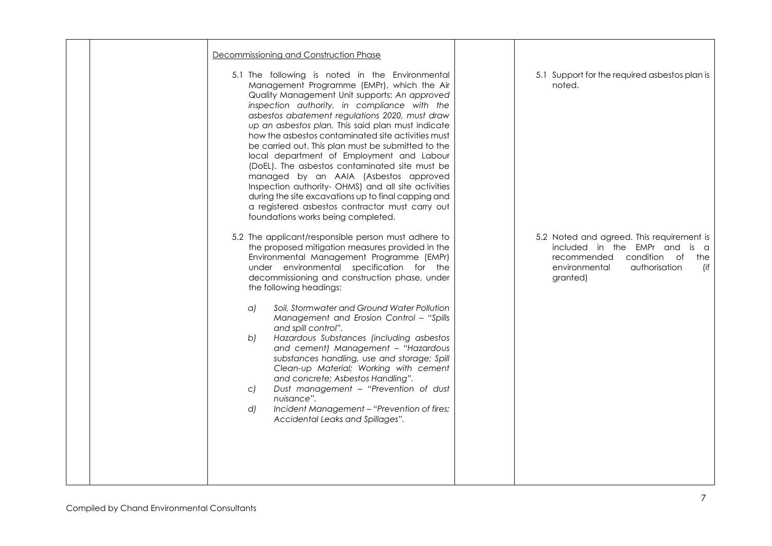| | | | | |
|---|---|---|---|---|
| | | <u>Decommissioning and Construction Phase</u><br><br>5.1 The following is noted in the Environmental Management Programme (EMPr), which the Air Quality Management Unit supports: *An approved inspection authority, in compliance with the asbestos abatement regulations 2020, must draw up an asbestos plan.* This said plan must indicate how the asbestos contaminated site activities must be carried out. This plan must be submitted to the local department of Employment and Labour (DoEL). The asbestos contaminated site must be managed by an AAIA (Asbestos approved Inspection authority- OHMS) and all site activities during the site excavations up to final capping and a registered asbestos contractor must carry out foundations works being completed.<br><br>5.2 The applicant/responsible person must adhere to the proposed mitigation measures provided in the Environmental Management Programme (EMPr) under environmental specification for the decommissioning and construction phase, under the following headings:<br><br>a) *Soil, Stormwater and Ground Water Pollution Management and Erosion Control – "Spills and spill control".*<br>b) *Hazardous Substances (including asbestos and cement) Management – "Hazardous substances handling, use and storage; Spill Clean-up Material; Working with cement and concrete; Asbestos Handling".*<br>c) *Dust management – "Prevention of dust nuisance".*<br>d) *Incident Management – "Prevention of fires; Accidental Leaks and Spillages".* | | 5.1 Support for the required asbestos plan is noted.<br><br>5.2 Noted and agreed. This requirement is included in the EMPr and is a recommended condition of the environmental authorisation (if granted) |

Compiled by Chand Environmental Consultants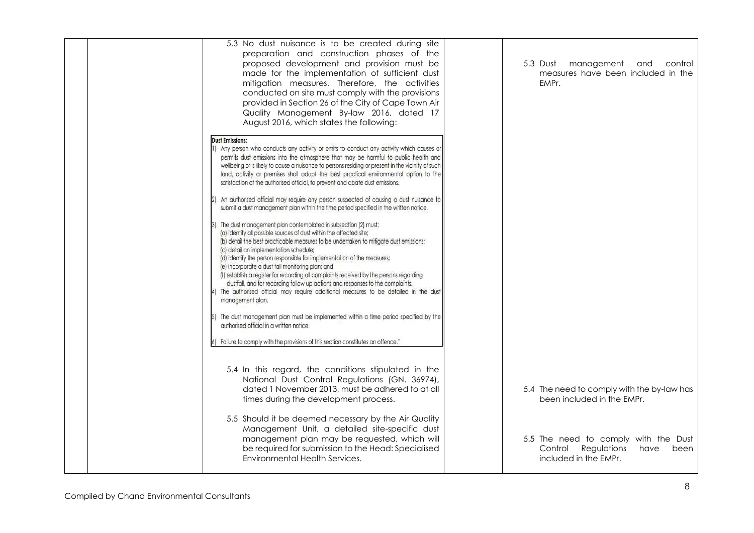| | | | | |
|---|---|---|---|---|
| | | 5.3 No dust nuisance is to be created during site preparation and construction phases of the proposed development and provision must be made for the implementation of sufficient dust mitigation measures. Therefore, the activities conducted on site must comply with the provisions provided in Section 26 of the City of Cape Town Air Quality Management By-law 2016, dated 17 August 2016, which states the following:<br><br>**Dust Emissions:**<br>1) Any person who conducts any activity or omits to conduct any activity which causes or permits dust emissions into the atmosphere that may be harmful to public health and wellbeing or is likely to cause a nuisance to persons residing or present in the vicinity of such land, activity or premises shall adopt the best practical environmental option to the satisfaction of the authorised official, to prevent and abate dust emissions.<br>2) An authorised official may require any person suspected of causing a dust nuisance to submit a dust management plan within the time period specified in the written notice.<br>3) The dust management plan contemplated in subsection (2) must:<br>(a) identify all possible sources of dust within the affected site;<br>(b) detail the best practicable measures to be undertaken to mitigate dust emissions;<br>(c) detail an implementation schedule;<br>(d) identify the person responsible for implementation of the measures;<br>(e) incorporate a dust fall monitoring plan; and<br>(f) establish a register for recording all complaints received by the persons regarding dustfall, and for recording follow up actions and responses to the complaints.<br>4) The authorised official may require additional measures to be detailed in the dust management plan.<br>5) The dust management plan must be implemented within a time period specified by the authorised official in a written notice.<br>6) Failure to comply with the provisions of this section constitutes an offence." | | 5.3 Dust management and control measures have been included in the EMPr. |
| | | 5.4 In this regard, the conditions stipulated in the National Dust Control Regulations (GN. 36974), dated 1 November 2013, must be adhered to at all times during the development process. | | 5.4 The need to comply with the by-law has been included in the EMPr. |
| | | 5.5 Should it be deemed necessary by the Air Quality Management Unit, a detailed site-specific dust management plan may be requested, which will be required for submission to the Head: Specialised Environmental Health Services. | | 5.5 The need to comply with the Dust Control Regulations have been included in the EMPr. |

Compiled by Chand Environmental Consultants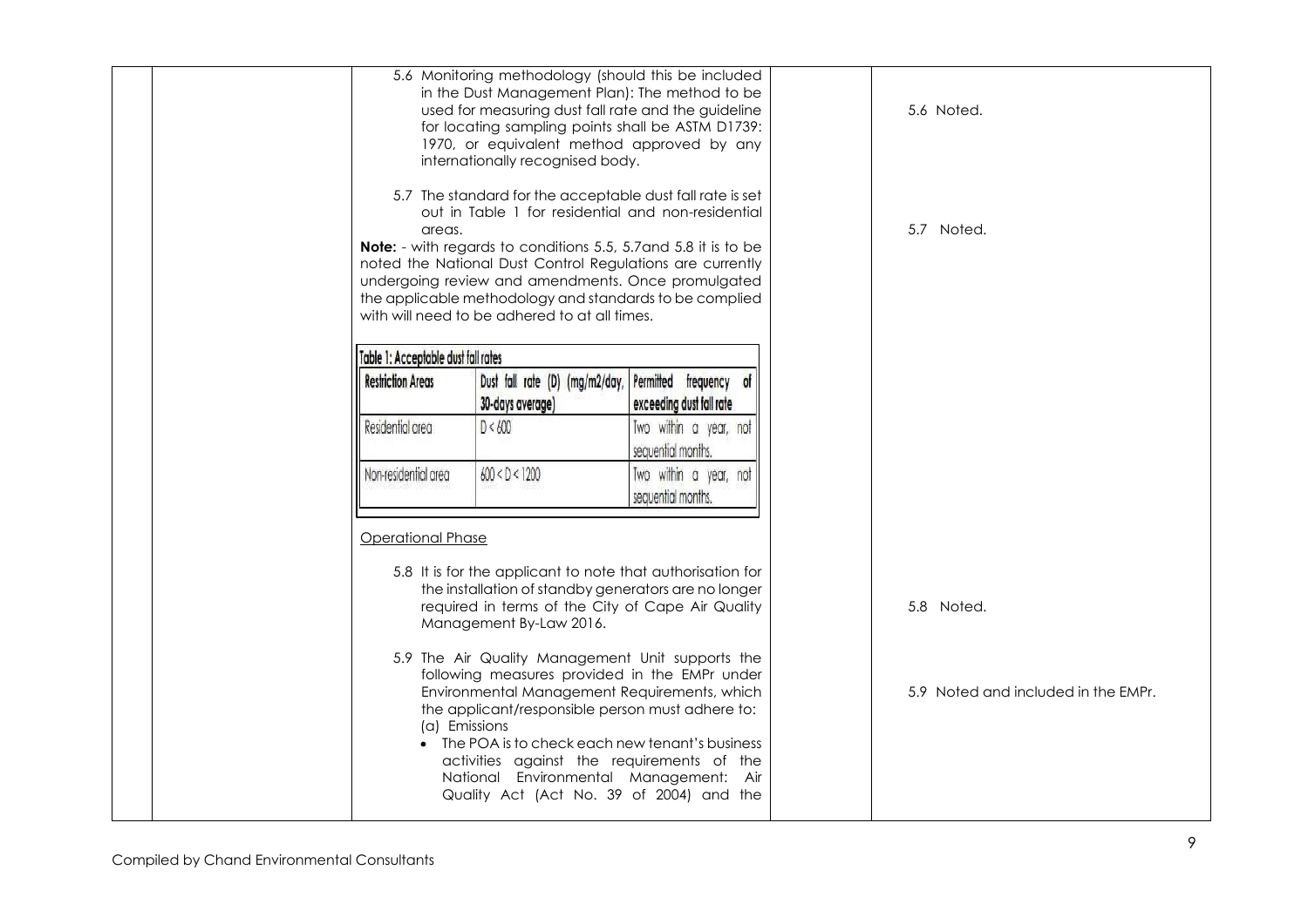| | | | | |
|---|---|---|---|---|
| | | 5.6 Monitoring methodology (should this be included in the Dust Management Plan): The method to be used for measuring dust fall rate and the guideline for locating sampling points shall be ASTM D1739: 1970, or equivalent method approved by any internationally recognised body. | | 5.6 Noted. |
| | | 5.7 The standard for the acceptable dust fall rate is set out in Table 1 for residential and non-residential areas.<br>**Note:** - with regards to conditions 5.5, 5.7and 5.8 it is to be noted the National Dust Control Regulations are currently undergoing review and amendments. Once promulgated the applicable methodology and standards to be complied with will need to be adhered to at all times. | | 5.7 Noted. |

**Table 1: Acceptable dust fall rates**

| Restriction Areas | Dust fall rate (D) (mg/m2/day, 30-days average) | Permitted frequency of exceeding dust fall rate |
|---|---|---|
| Residential area | D < 600 | Two within a year, not sequential months. |
| Non-residential area | 600 < D < 1200 | Two within a year, not sequential months. |

| | | | | |
|---|---|---|---|---|
| | | Operational Phase | | |
| | | 5.8 It is for the applicant to note that authorisation for the installation of standby generators are no longer required in terms of the City of Cape Air Quality Management By-Law 2016. | | 5.8 Noted. |
| | | 5.9 The Air Quality Management Unit supports the following measures provided in the EMPr under Environmental Management Requirements, which the applicant/responsible person must adhere to:<br>(a) Emissions<br>• The POA is to check each new tenant's business activities against the requirements of the National Environmental Management: Air Quality Act (Act No. 39 of 2004) and the | | 5.9 Noted and included in the EMPr. |

Compiled by Chand Environmental Consultants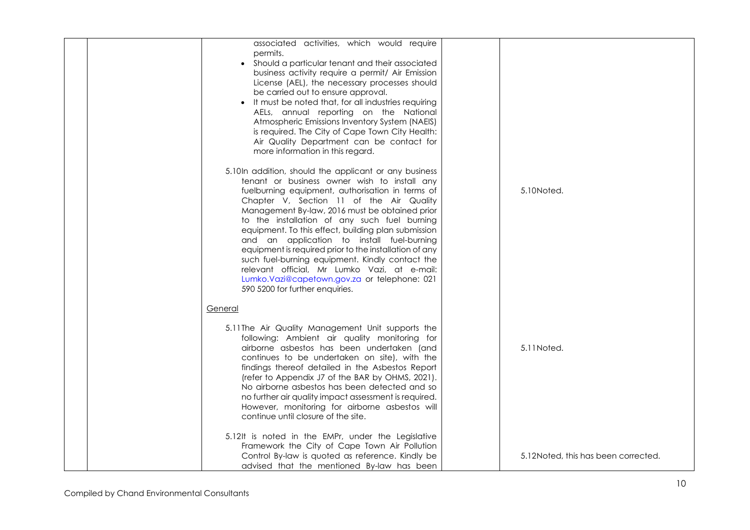| | | | | |
|---|---|---|---|---|
| | | associated activities, which would require permits.<br>• Should a particular tenant and their associated business activity require a permit/ Air Emission License (AEL), the necessary processes should be carried out to ensure approval.<br>• It must be noted that, for all industries requiring AELs, annual reporting on the National Atmospheric Emissions Inventory System (NAEIS) is required. The City of Cape Town City Health: Air Quality Department can be contact for more information in this regard. | | |
| | | 5.10In addition, should the applicant or any business tenant or business owner wish to install any fuelburning equipment, authorisation in terms of Chapter V, Section 11 of the Air Quality Management By-law, 2016 must be obtained prior to the installation of any such fuel burning equipment. To this effect, building plan submission and an application to install fuel-burning equipment is required prior to the installation of any such fuel-burning equipment. Kindly contact the relevant official, Mr Lumko Vazi, at e-mail: Lumko.Vazi@capetown.gov.za or telephone: 021 590 5200 for further enquiries. | | 5.10Noted. |
| | | General | | |
| | | 5.11The Air Quality Management Unit supports the following: Ambient air quality monitoring for airborne asbestos has been undertaken (and continues to be undertaken on site), with the findings thereof detailed in the Asbestos Report (refer to Appendix J7 of the BAR by OHMS, 2021). No airborne asbestos has been detected and so no further air quality impact assessment is required. However, monitoring for airborne asbestos will continue until closure of the site. | | 5.11Noted. |
| | | 5.12It is noted in the EMPr, under the Legislative Framework the City of Cape Town Air Pollution Control By-law is quoted as reference. Kindly be advised that the mentioned By-law has been | | 5.12Noted, this has been corrected. |

Compiled by Chand Environmental Consultants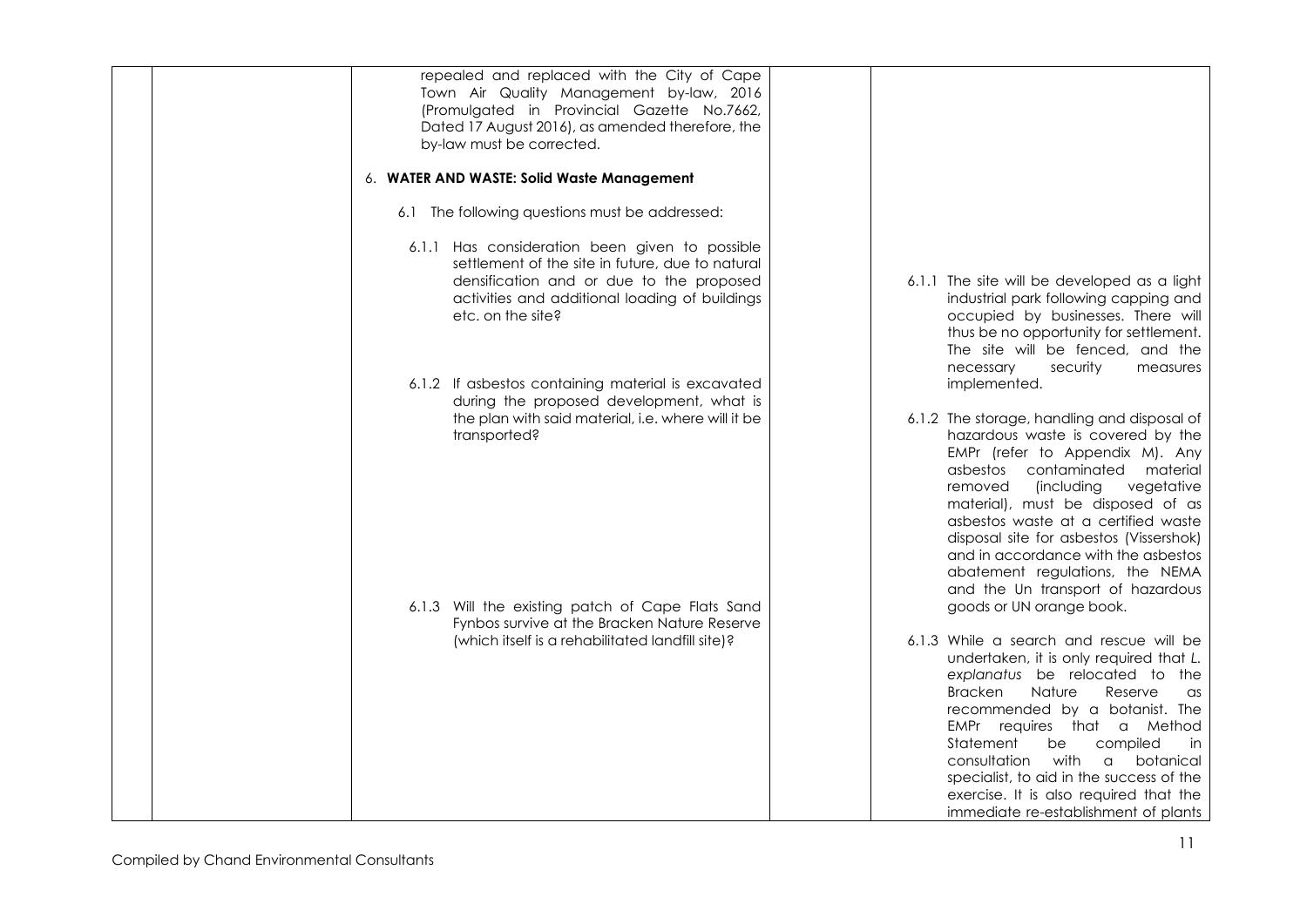| | | | | |
|---|---|---|---|---|
| | | repealed and replaced with the City of Cape Town Air Quality Management by-law, 2016 (Promulgated in Provincial Gazette No.7662, Dated 17 August 2016), as amended therefore, the by-law must be corrected.<br><br>6. **WATER AND WASTE: Solid Waste Management**<br><br>6.1 The following questions must be addressed:<br><br>6.1.1 Has consideration been given to possible settlement of the site in future, due to natural densification and or due to the proposed activities and additional loading of buildings etc. on the site?<br><br>6.1.2 If asbestos containing material is excavated during the proposed development, what is the plan with said material, i.e. where will it be transported?<br><br>6.1.3 Will the existing patch of Cape Flats Sand Fynbos survive at the Bracken Nature Reserve (which itself is a rehabilitated landfill site)? | | 6.1.1 The site will be developed as a light industrial park following capping and occupied by businesses. There will thus be no opportunity for settlement. The site will be fenced, and the necessary security measures implemented.<br><br>6.1.2 The storage, handling and disposal of hazardous waste is covered by the EMPr (refer to Appendix M). Any asbestos contaminated material removed (including vegetative material), must be disposed of as asbestos waste at a certified waste disposal site for asbestos (Vissershok) and in accordance with the asbestos abatement regulations, the NEMA and the Un transport of hazardous goods or UN orange book.<br><br>6.1.3 While a search and rescue will be undertaken, it is only required that *L. explanatus* be relocated to the Bracken Nature Reserve as recommended by a botanist. The EMPr requires that a Method Statement be compiled in consultation with a botanical specialist, to aid in the success of the exercise. It is also required that the immediate re-establishment of plants |

Compiled by Chand Environmental Consultants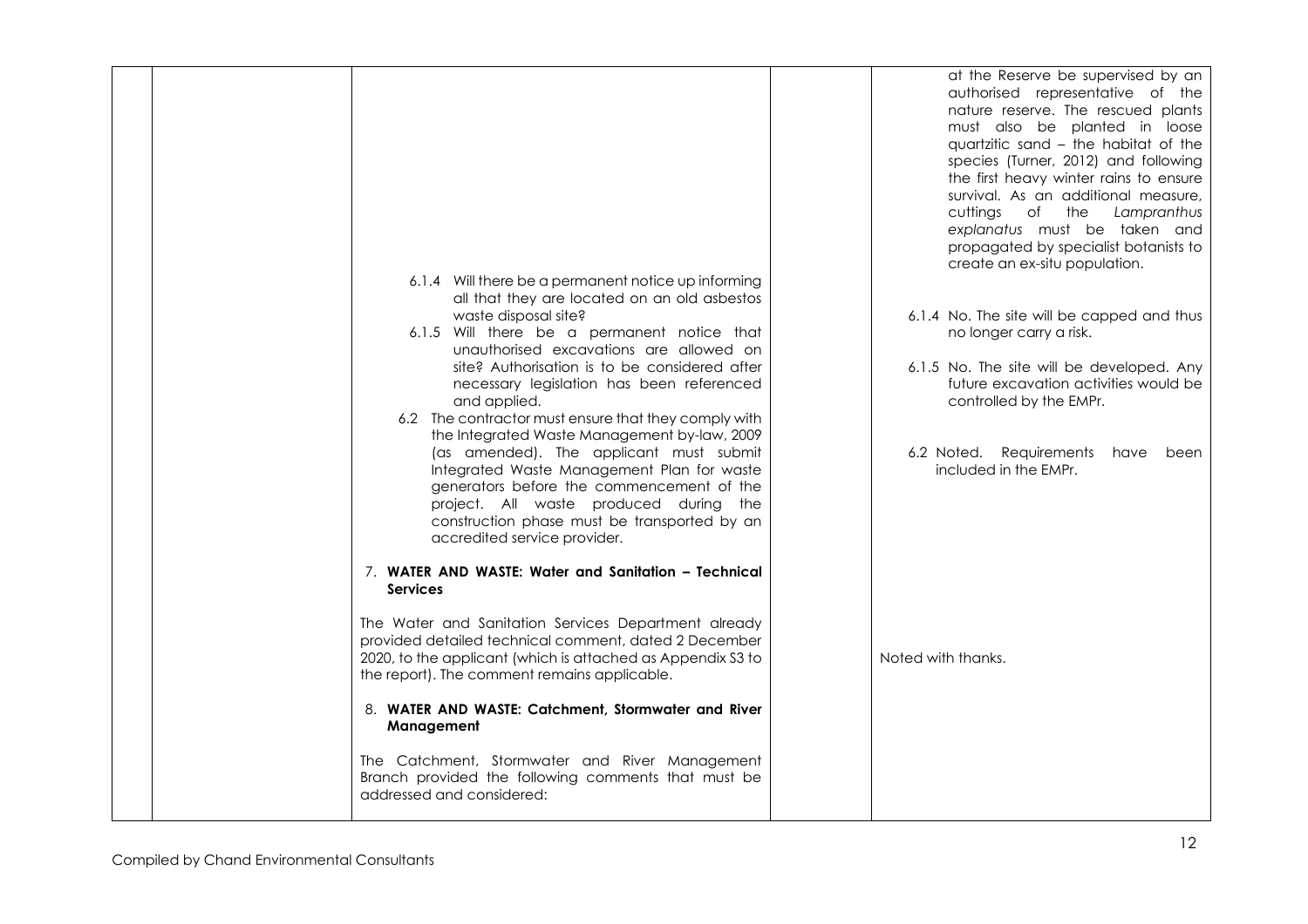| | | | | |
|---|---|---|---|---|
| | | 6.1.4 Will there be a permanent notice up informing all that they are located on an old asbestos waste disposal site?<br>6.1.5 Will there be a permanent notice that unauthorised excavations are allowed on site? Authorisation is to be considered after necessary legislation has been referenced and applied.<br>6.2 The contractor must ensure that they comply with the Integrated Waste Management by-law, 2009 (as amended). The applicant must submit Integrated Waste Management Plan for waste generators before the commencement of the project. All waste produced during the construction phase must be transported by an accredited service provider.<br><br>7. **WATER AND WASTE: Water and Sanitation – Technical Services**<br><br>The Water and Sanitation Services Department already provided detailed technical comment, dated 2 December 2020, to the applicant (which is attached as Appendix S3 to the report). The comment remains applicable.<br><br>8. **WATER AND WASTE: Catchment, Stormwater and River Management**<br><br>The Catchment, Stormwater and River Management Branch provided the following comments that must be addressed and considered: | | at the Reserve be supervised by an authorised representative of the nature reserve. The rescued plants must also be planted in loose quartzitic sand – the habitat of the species (Turner, 2012) and following the first heavy winter rains to ensure survival. As an additional measure, cuttings of the *Lampranthus explanatus* must be taken and propagated by specialist botanists to create an ex-situ population.<br><br>6.1.4 No. The site will be capped and thus no longer carry a risk.<br><br>6.1.5 No. The site will be developed. Any future excavation activities would be controlled by the EMPr.<br><br>6.2 Noted. Requirements have been included in the EMPr.<br><br>Noted with thanks. |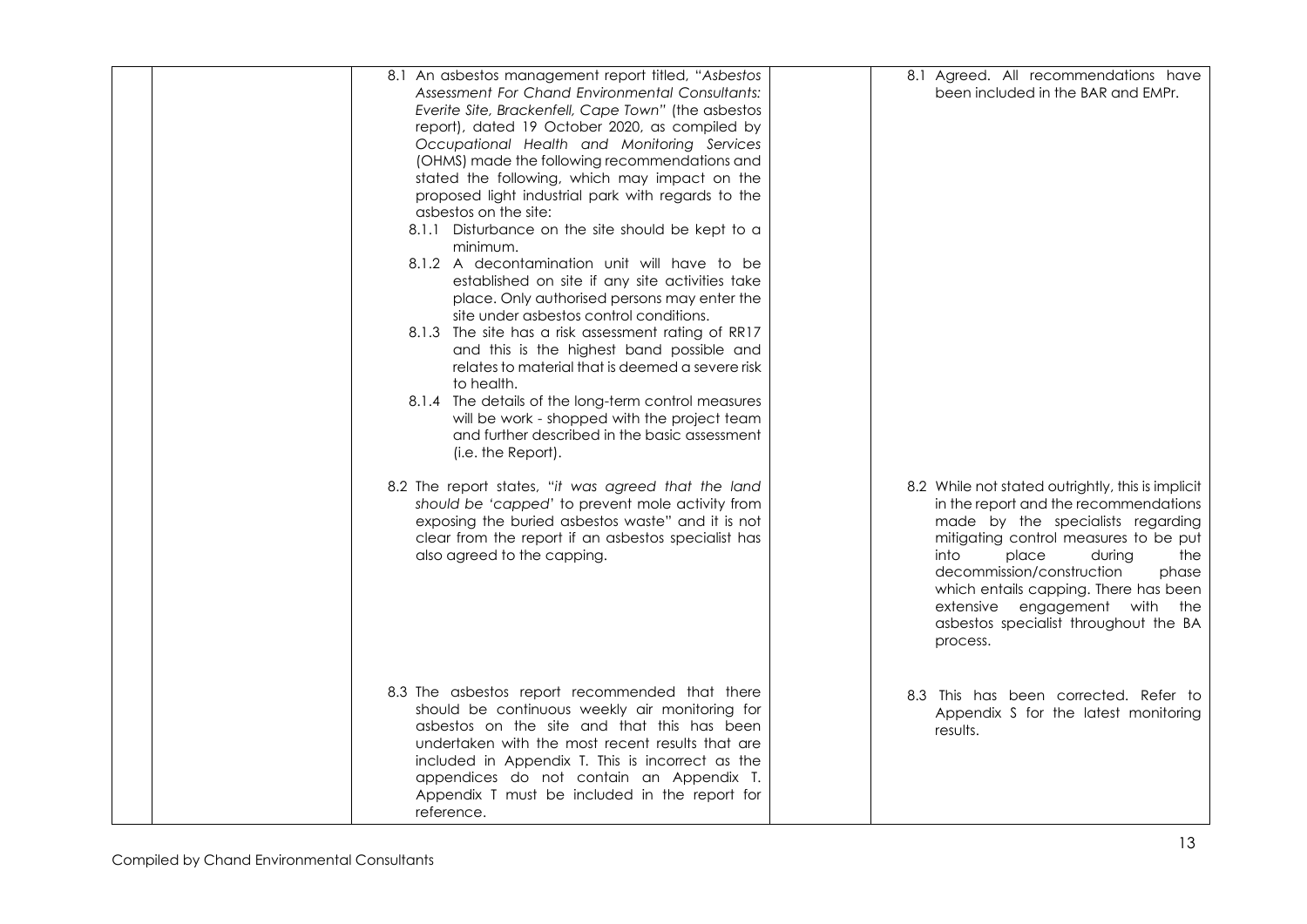| | | | | |
|---|---|---|---|---|
| | | 8.1 An asbestos management report titled, "*Asbestos Assessment For Chand Environmental Consultants: Everite Site, Brackenfell, Cape Town*" (the asbestos report), dated 19 October 2020, as compiled by *Occupational Health and Monitoring Services* (OHMS) made the following recommendations and stated the following, which may impact on the proposed light industrial park with regards to the asbestos on the site:<br>8.1.1 Disturbance on the site should be kept to a minimum.<br>8.1.2 A decontamination unit will have to be established on site if any site activities take place. Only authorised persons may enter the site under asbestos control conditions.<br>8.1.3 The site has a risk assessment rating of RR17 and this is the highest band possible and relates to material that is deemed a severe risk to health.<br>8.1.4 The details of the long-term control measures will be work - shopped with the project team and further described in the basic assessment (i.e. the Report). | | 8.1 Agreed. All recommendations have been included in the BAR and EMPr. |
| | | 8.2 The report states, "*it was agreed that the land should be 'capped'* to prevent mole activity from exposing the buried asbestos waste" and it is not clear from the report if an asbestos specialist has also agreed to the capping. | | 8.2 While not stated outrightly, this is implicit in the report and the recommendations made by the specialists regarding mitigating control measures to be put into place during the decommission/construction phase which entails capping. There has been extensive engagement with the asbestos specialist throughout the BA process. |
| | | 8.3 The asbestos report recommended that there should be continuous weekly air monitoring for asbestos on the site and that this has been undertaken with the most recent results that are included in Appendix T. This is incorrect as the appendices do not contain an Appendix T. Appendix T must be included in the report for reference. | | 8.3 This has been corrected. Refer to Appendix S for the latest monitoring results. |

Compiled by Chand Environmental Consultants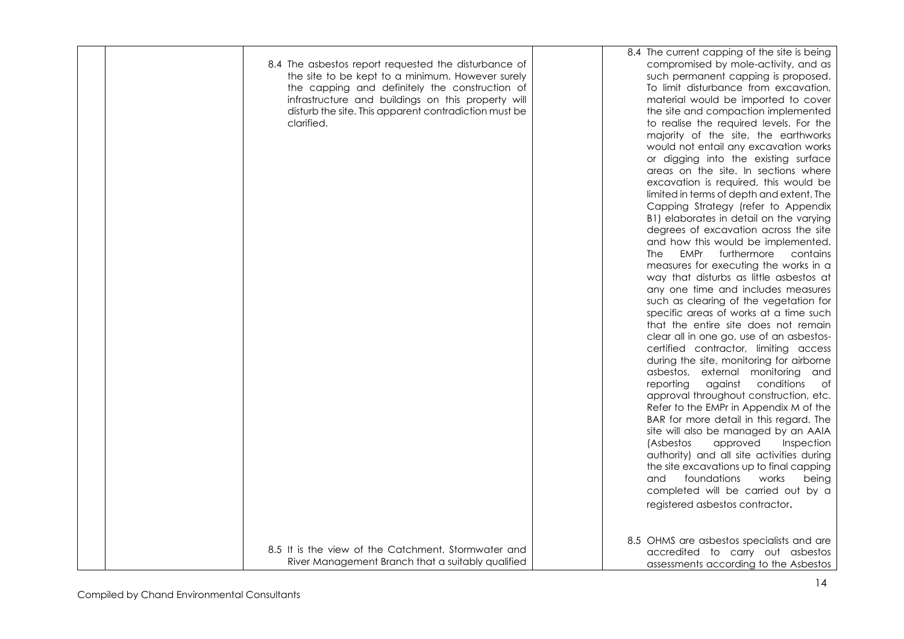| | | | | |
|---|---|---|---|---|
| | | 8.4 The asbestos report requested the disturbance of the site to be kept to a minimum. However surely the capping and definitely the construction of infrastructure and buildings on this property will disturb the site. This apparent contradiction must be clarified. | | 8.4 The current capping of the site is being compromised by mole-activity, and as such permanent capping is proposed. To limit disturbance from excavation, material would be imported to cover the site and compaction implemented to realise the required levels. For the majority of the site, the earthworks would not entail any excavation works or digging into the existing surface areas on the site. In sections where excavation is required, this would be limited in terms of depth and extent. The Capping Strategy (refer to Appendix B1) elaborates in detail on the varying degrees of excavation across the site and how this would be implemented. The EMPr furthermore contains measures for executing the works in a way that disturbs as little asbestos at any one time and includes measures such as clearing of the vegetation for specific areas of works at a time such that the entire site does not remain clear all in one go, use of an asbestos-certified contractor, limiting access during the site, monitoring for airborne asbestos, external monitoring and reporting against conditions of approval throughout construction, etc. Refer to the EMPr in Appendix M of the BAR for more detail in this regard. The site will also be managed by an AAIA (Asbestos approved Inspection authority) and all site activities during the site excavations up to final capping and foundations works being completed will be carried out by a registered asbestos contractor. |
| | | 8.5 It is the view of the Catchment, Stormwater and River Management Branch that a suitably qualified | | 8.5 OHMS are asbestos specialists and are accredited to carry out asbestos assessments according to the Asbestos |

Compiled by Chand Environmental Consultants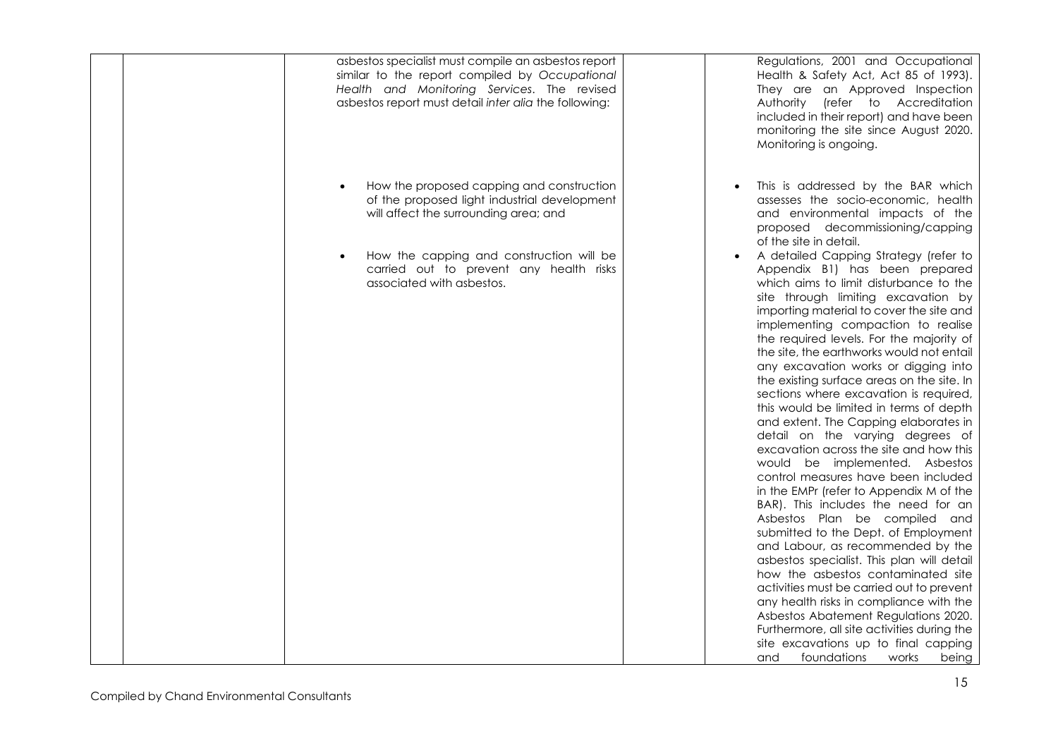| | | | | |
|---|---|---|---|---|
| | | asbestos specialist must compile an asbestos report similar to the report compiled by *Occupational Health and Monitoring Services*. The revised asbestos report must detail *inter alia* the following:<br><br>• How the proposed capping and construction of the proposed light industrial development will affect the surrounding area; and<br><br>• How the capping and construction will be carried out to prevent any health risks associated with asbestos. | | Regulations, 2001 and Occupational Health & Safety Act, Act 85 of 1993). They are an Approved Inspection Authority (refer to Accreditation included in their report) and have been monitoring the site since August 2020. Monitoring is ongoing.<br><br>• This is addressed by the BAR which assesses the socio-economic, health and environmental impacts of the proposed decommissioning/capping of the site in detail.<br>• A detailed Capping Strategy (refer to Appendix B1) has been prepared which aims to limit disturbance to the site through limiting excavation by importing material to cover the site and implementing compaction to realise the required levels. For the majority of the site, the earthworks would not entail any excavation works or digging into the existing surface areas on the site. In sections where excavation is required, this would be limited in terms of depth and extent. The Capping elaborates in detail on the varying degrees of excavation across the site and how this would be implemented. Asbestos control measures have been included in the EMPr (refer to Appendix M of the BAR). This includes the need for an Asbestos Plan be compiled and submitted to the Dept. of Employment and Labour, as recommended by the asbestos specialist. This plan will detail how the asbestos contaminated site activities must be carried out to prevent any health risks in compliance with the Asbestos Abatement Regulations 2020. Furthermore, all site activities during the site excavations up to final capping and foundations works being |

Compiled by Chand Environmental Consultants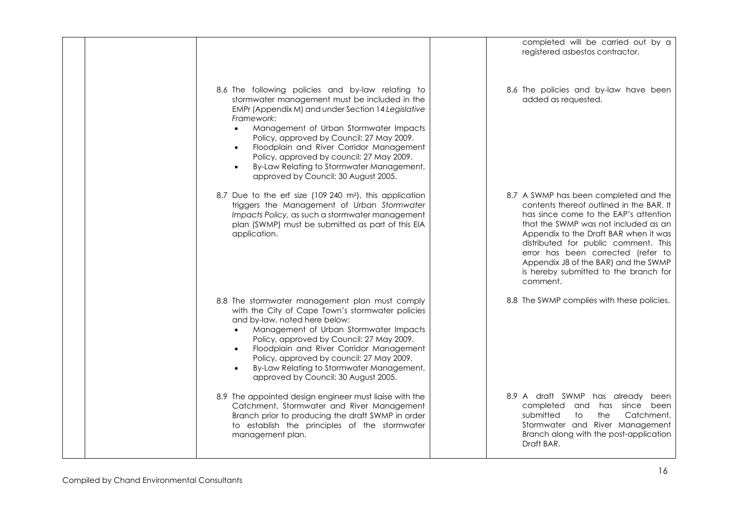| | | | | |
|---|---|---|---|---|
| | | | | completed will be carried out by a registered asbestos contractor. |
| | | 8.6 The following policies and by-law relating to stormwater management must be included in the EMPr (Appendix M) and under Section 14 *Legislative Framework*:<br>• Management of Urban Stormwater Impacts Policy, approved by Council: 27 May 2009.<br>• Floodplain and River Corridor Management Policy, approved by council: 27 May 2009.<br>• By-Law Relating to Stormwater Management, approved by Council: 30 August 2005. | | 8.6 The policies and by-law have been added as requested. |
| | | 8.7 Due to the erf size (109 240 m²), this application triggers the Management of *Urban Stormwater Impacts Policy,* as such a stormwater management plan (SWMP) must be submitted as part of this EIA application. | | 8.7 A SWMP has been completed and the contents thereof outlined in the BAR. It has since come to the EAP's attention that the SWMP was not included as an Appendix to the Draft BAR when it was distributed for public comment. This error has been corrected (refer to Appendix J8 of the BAR) and the SWMP is hereby submitted to the branch for comment. |
| | | 8.8 The stormwater management plan must comply with the City of Cape Town's stormwater policies and by-law, noted here below:<br>• Management of Urban Stormwater Impacts Policy, approved by Council: 27 May 2009.<br>• Floodplain and River Corridor Management Policy, approved by council: 27 May 2009.<br>• By-Law Relating to Stormwater Management, approved by Council: 30 August 2005. | | 8.8 The SWMP complies with these policies. |
| | | 8.9 The appointed design engineer must liaise with the Catchment, Stormwater and River Management Branch prior to producing the draft SWMP in order to establish the principles of the stormwater management plan. | | 8.9 A draft SWMP has already been completed and has since been submitted to the Catchment, Stormwater and River Management Branch along with the post-application Draft BAR. |

Compiled by Chand Environmental Consultants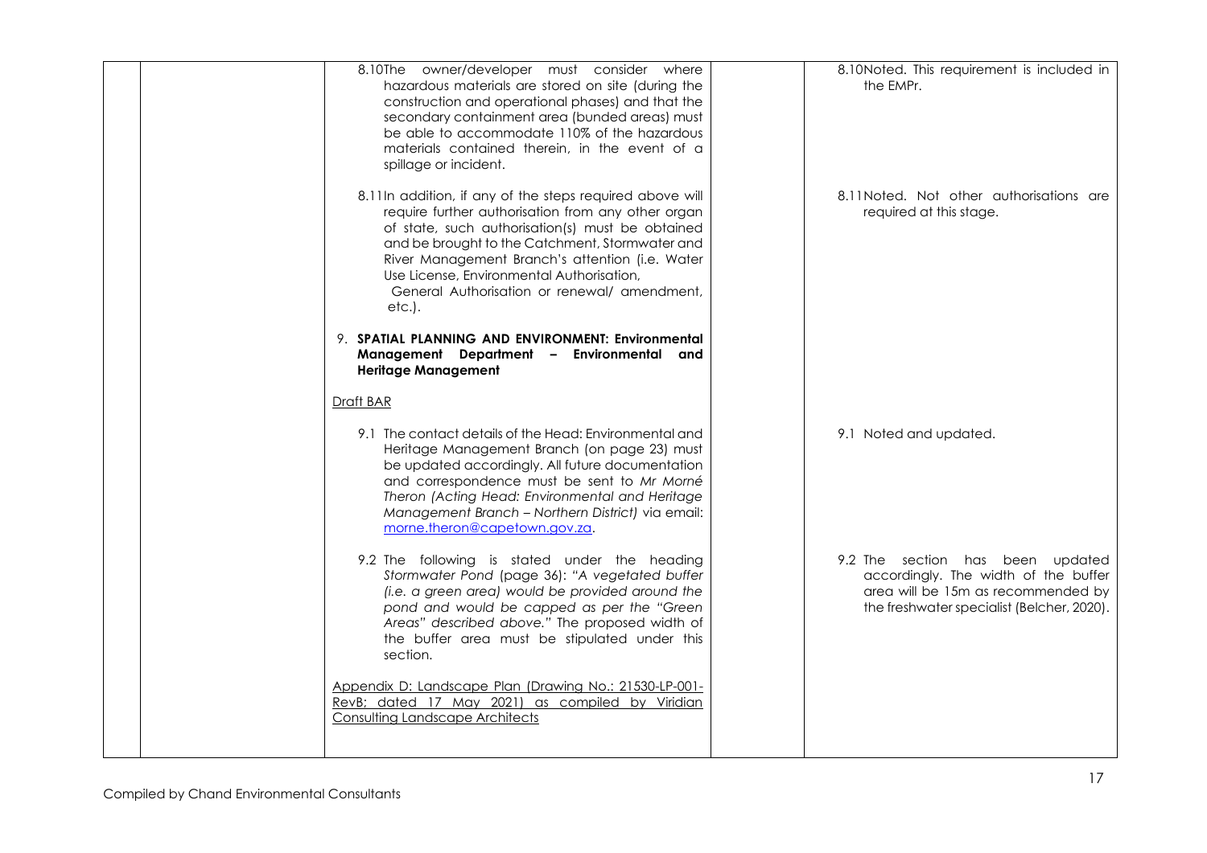| | | | | |
|---|---|---|---|---|
| | | 8.10 The owner/developer must consider where hazardous materials are stored on site (during the construction and operational phases) and that the secondary containment area (bunded areas) must be able to accommodate 110% of the hazardous materials contained therein, in the event of a spillage or incident.<br><br>8.11 In addition, if any of the steps required above will require further authorisation from any other organ of state, such authorisation(s) must be obtained and be brought to the Catchment, Stormwater and River Management Branch's attention (i.e. Water Use License, Environmental Authorisation, General Authorisation or renewal/ amendment, etc.).<br><br>9. **SPATIAL PLANNING AND ENVIRONMENT: Environmental Management Department – Environmental and Heritage Management**<br><br>Draft BAR<br><br>9.1 The contact details of the Head: Environmental and Heritage Management Branch (on page 23) must be updated accordingly. All future documentation and correspondence must be sent to *Mr Morné Theron (Acting Head: Environmental and Heritage Management Branch – Northern District)* via email: morne.theron@capetown.gov.za.<br><br>9.2 The following is stated under the heading *Stormwater Pond* (page 36): *"A vegetated buffer (i.e. a green area) would be provided around the pond and would be capped as per the "Green Areas" described above."* The proposed width of the buffer area must be stipulated under this section.<br><br>Appendix D: Landscape Plan (Drawing No.: 21530-LP-001-RevB; dated 17 May 2021) as compiled by Viridian Consulting Landscape Architects | | 8.10 Noted. This requirement is included in the EMPr.<br><br>8.11 Noted. Not other authorisations are required at this stage.<br><br>9.1 Noted and updated.<br><br>9.2 The section has been updated accordingly. The width of the buffer area will be 15m as recommended by the freshwater specialist (Belcher, 2020). |

Compiled by Chand Environmental Consultants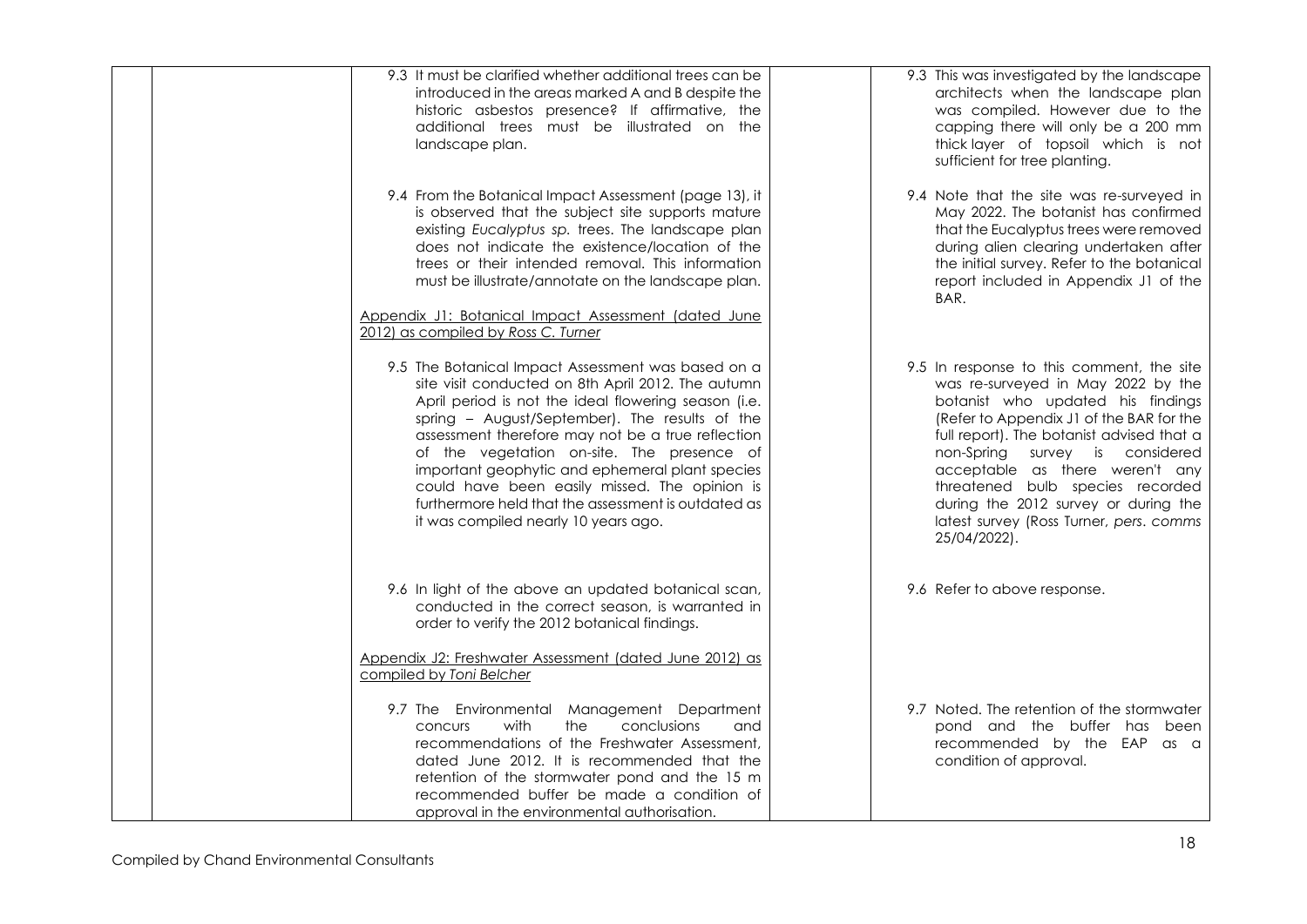| | | | | |
|---|---|---|---|---|
| | | 9.3 It must be clarified whether additional trees can be introduced in the areas marked A and B despite the historic asbestos presence? If affirmative, the additional trees must be illustrated on the landscape plan. | | 9.3 This was investigated by the landscape architects when the landscape plan was compiled. However due to the capping there will only be a 200 mm thick layer of topsoil which is not sufficient for tree planting. |
| | | 9.4 From the Botanical Impact Assessment (page 13), it is observed that the subject site supports mature existing *Eucalyptus sp.* trees. The landscape plan does not indicate the existence/location of the trees or their intended removal. This information must be illustrate/annotate on the landscape plan. | | 9.4 Note that the site was re-surveyed in May 2022. The botanist has confirmed that the Eucalyptus trees were removed during alien clearing undertaken after the initial survey. Refer to the botanical report included in Appendix J1 of the BAR. |
| | | <u>Appendix J1: Botanical Impact Assessment (dated June 2012) as compiled by *Ross C. Turner*</u> | | |
| | | 9.5 The Botanical Impact Assessment was based on a site visit conducted on 8th April 2012. The autumn April period is not the ideal flowering season (i.e. spring – August/September). The results of the assessment therefore may not be a true reflection of the vegetation on-site. The presence of important geophytic and ephemeral plant species could have been easily missed. The opinion is furthermore held that the assessment is outdated as it was compiled nearly 10 years ago. | | 9.5 In response to this comment, the site was re-surveyed in May 2022 by the botanist who updated his findings (Refer to Appendix J1 of the BAR for the full report). The botanist advised that a non-Spring survey is considered acceptable as there weren't any threatened bulb species recorded during the 2012 survey or during the latest survey (Ross Turner, *pers. comms* 25/04/2022). |
| | | 9.6 In light of the above an updated botanical scan, conducted in the correct season, is warranted in order to verify the 2012 botanical findings. | | 9.6 Refer to above response. |
| | | <u>Appendix J2: Freshwater Assessment (dated June 2012) as compiled by *Toni Belcher*</u> | | |
| | | 9.7 The Environmental Management Department concurs with the conclusions and recommendations of the Freshwater Assessment, dated June 2012. It is recommended that the retention of the stormwater pond and the 15 m recommended buffer be made a condition of approval in the environmental authorisation. | | 9.7 Noted. The retention of the stormwater pond and the buffer has been recommended by the EAP as a condition of approval. |

Compiled by Chand Environmental Consultants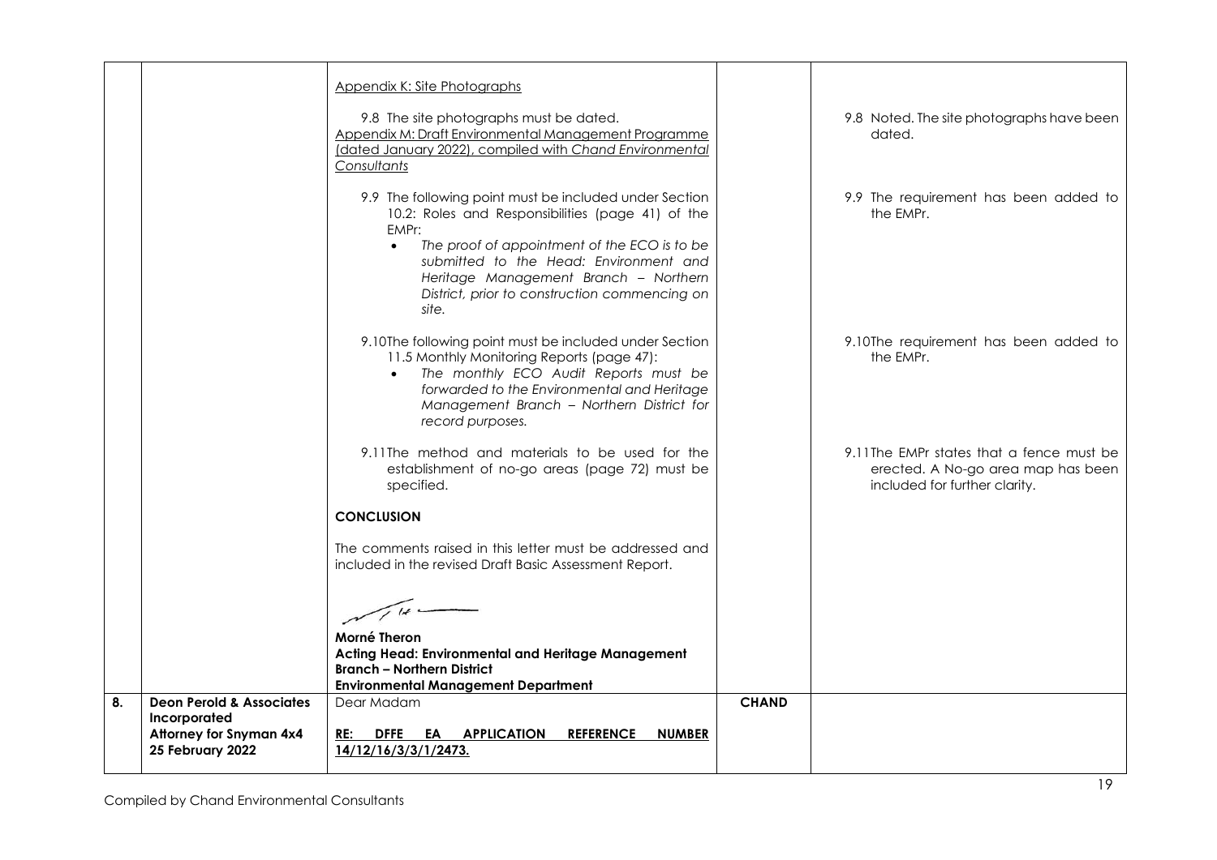| | | | | |
|---|---|---|---|---|
| | | Appendix K: Site Photographs<br><br>9.8 The site photographs must be dated.<br>Appendix M: Draft Environmental Management Programme (dated January 2022), compiled with *Chand Environmental Consultants*<br><br>9.9 The following point must be included under Section 10.2: Roles and Responsibilities (page 41) of the EMPr:<br>• *The proof of appointment of the ECO is to be submitted to the Head: Environment and Heritage Management Branch – Northern District, prior to construction commencing on site.*<br><br>9.10The following point must be included under Section 11.5 Monthly Monitoring Reports (page 47):<br>• *The monthly ECO Audit Reports must be forwarded to the Environmental and Heritage Management Branch – Northern District for record purposes.*<br><br>9.11The method and materials to be used for the establishment of no-go areas (page 72) must be specified.<br><br>**CONCLUSION**<br><br>The comments raised in this letter must be addressed and included in the revised Draft Basic Assessment Report.<br><br>**Morné Theron**<br>**Acting Head: Environmental and Heritage Management Branch – Northern District**<br>**Environmental Management Department** | | 9.8 Noted. The site photographs have been dated.<br><br>9.9 The requirement has been added to the EMPr.<br><br>9.10The requirement has been added to the EMPr.<br><br>9.11The EMPr states that a fence must be erected. A No-go area map has been included for further clarity. |
| **8.** | **Deon Perold & Associates Incorporated**<br>**Attorney for Snyman 4x4**<br>**25 February 2022** | Dear Madam<br><br>**RE: DFFE EA APPLICATION REFERENCE NUMBER 14/12/16/3/3/1/2473.** | **CHAND** | |

Compiled by Chand Environmental Consultants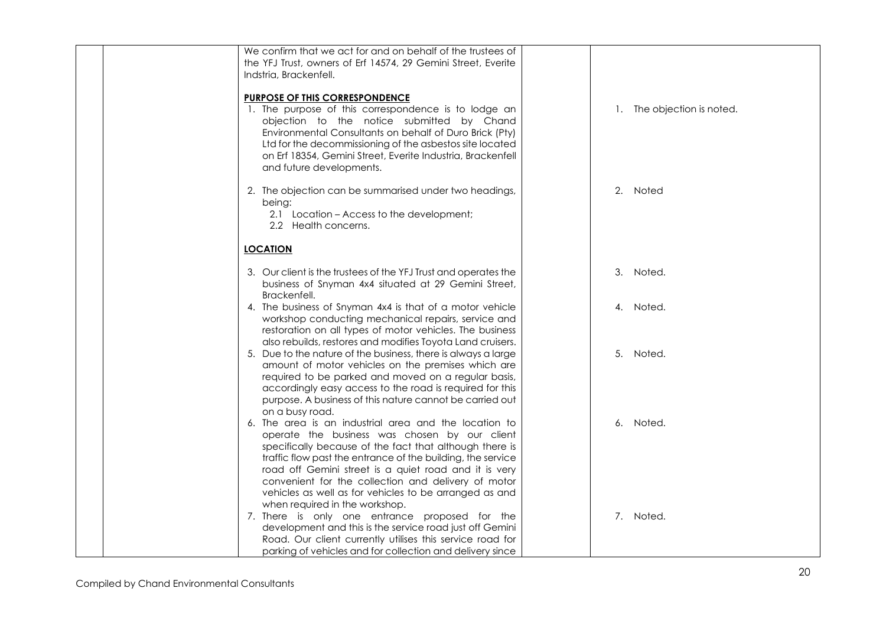| | | | | |
|---|---|---|---|---|
| | | We confirm that we act for and on behalf of the trustees of the YFJ Trust, owners of Erf 14574, 29 Gemini Street, Everite Indstria, Brackenfell.<br><br>**PURPOSE OF THIS CORRESPONDENCE**<br>1. The purpose of this correspondence is to lodge an objection to the notice submitted by Chand Environmental Consultants on behalf of Duro Brick (Pty) Ltd for the decommissioning of the asbestos site located on Erf 18354, Gemini Street, Everite Industria, Brackenfell and future developments.<br><br>2. The objection can be summarised under two headings, being:<br>2.1 Location – Access to the development;<br>2.2 Health concerns.<br><br>**LOCATION**<br><br>3. Our client is the trustees of the YFJ Trust and operates the business of Snyman 4x4 situated at 29 Gemini Street, Brackenfell.<br>4. The business of Snyman 4x4 is that of a motor vehicle workshop conducting mechanical repairs, service and restoration on all types of motor vehicles. The business also rebuilds, restores and modifies Toyota Land cruisers.<br>5. Due to the nature of the business, there is always a large amount of motor vehicles on the premises which are required to be parked and moved on a regular basis, accordingly easy access to the road is required for this purpose. A business of this nature cannot be carried out on a busy road.<br>6. The area is an industrial area and the location to operate the business was chosen by our client specifically because of the fact that although there is traffic flow past the entrance of the building, the service road off Gemini street is a quiet road and it is very convenient for the collection and delivery of motor vehicles as well as for vehicles to be arranged as and when required in the workshop.<br>7. There is only one entrance proposed for the development and this is the service road just off Gemini Road. Our client currently utilises this service road for parking of vehicles and for collection and delivery since | | 1. The objection is noted.<br><br>2. Noted<br><br>3. Noted.<br><br>4. Noted.<br><br>5. Noted.<br><br>6. Noted.<br><br>7. Noted. |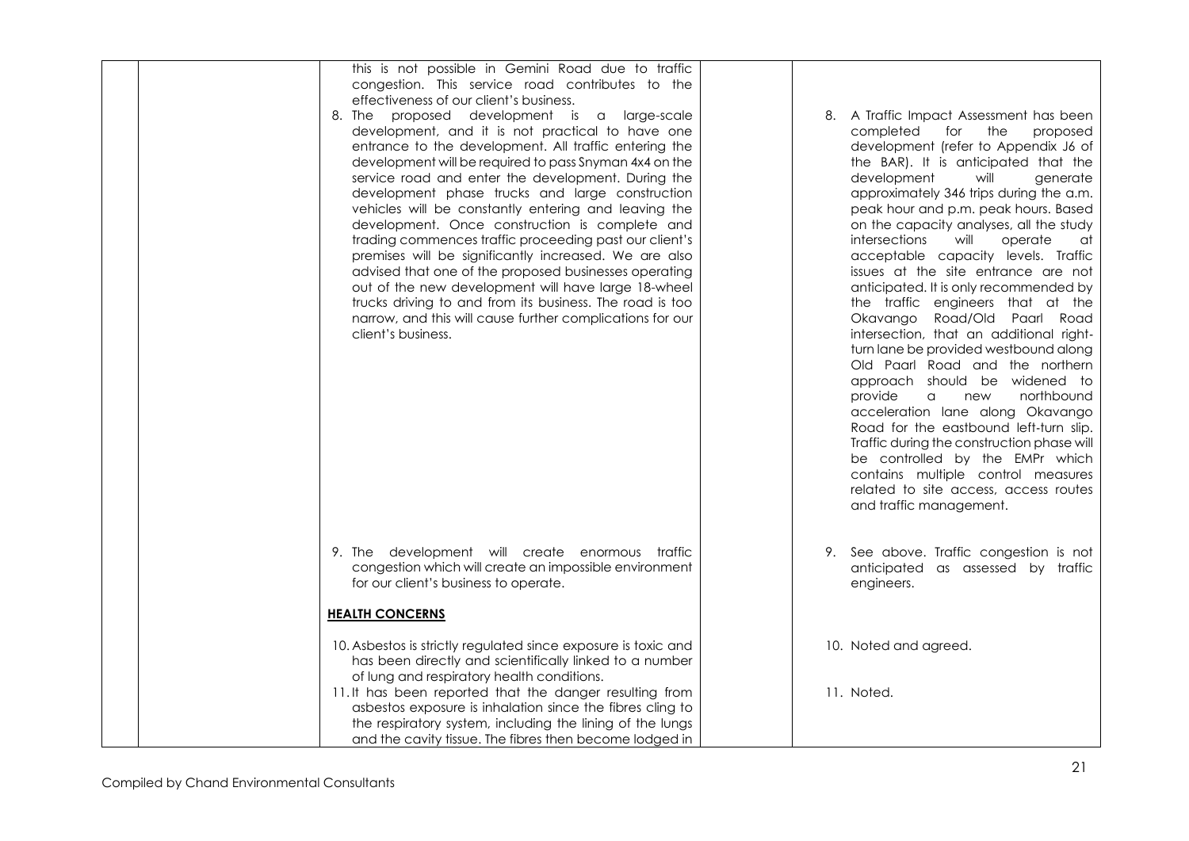| | | | | |
|---|---|---|---|---|
| | | this is not possible in Gemini Road due to traffic congestion. This service road contributes to the effectiveness of our client's business. | | |
| | | 8. The proposed development is a large-scale development, and it is not practical to have one entrance to the development. All traffic entering the development will be required to pass Snyman 4x4 on the service road and enter the development. During the development phase trucks and large construction vehicles will be constantly entering and leaving the development. Once construction is complete and trading commences traffic proceeding past our client's premises will be significantly increased. We are also advised that one of the proposed businesses operating out of the new development will have large 18-wheel trucks driving to and from its business. The road is too narrow, and this will cause further complications for our client's business. | | 8. A Traffic Impact Assessment has been completed for the proposed development (refer to Appendix J6 of the BAR). It is anticipated that the development will generate approximately 346 trips during the a.m. peak hour and p.m. peak hours. Based on the capacity analyses, all the study intersections will operate at acceptable capacity levels. Traffic issues at the site entrance are not anticipated. It is only recommended by the traffic engineers that at the Okavango Road/Old Paarl Road intersection, that an additional right-turn lane be provided westbound along Old Paarl Road and the northern approach should be widened to provide a new northbound acceleration lane along Okavango Road for the eastbound left-turn slip. Traffic during the construction phase will be controlled by the EMPr which contains multiple control measures related to site access, access routes and traffic management. |
| | | 9. The development will create enormous traffic congestion which will create an impossible environment for our client's business to operate. | | 9. See above. Traffic congestion is not anticipated as assessed by traffic engineers. |
| | | **HEALTH CONCERNS** | | |
| | | 10. Asbestos is strictly regulated since exposure is toxic and has been directly and scientifically linked to a number of lung and respiratory health conditions. | | 10. Noted and agreed. |
| | | 11. It has been reported that the danger resulting from asbestos exposure is inhalation since the fibres cling to the respiratory system, including the lining of the lungs and the cavity tissue. The fibres then become lodged in | | 11. Noted. |

Compiled by Chand Environmental Consultants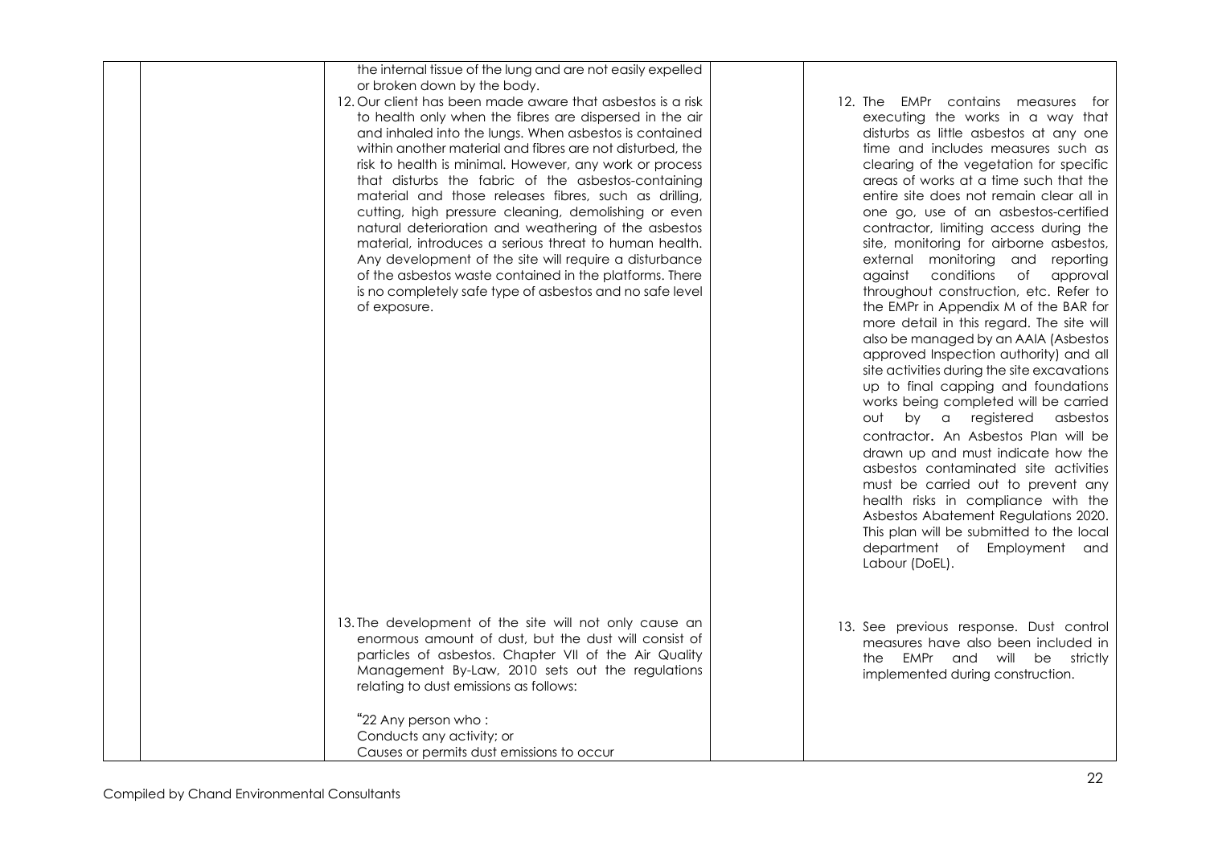| | | | | |
|---|---|---|---|---|
| | | the internal tissue of the lung and are not easily expelled or broken down by the body.<br><br>12. Our client has been made aware that asbestos is a risk to health only when the fibres are dispersed in the air and inhaled into the lungs. When asbestos is contained within another material and fibres are not disturbed, the risk to health is minimal. However, any work or process that disturbs the fabric of the asbestos-containing material and those releases fibres, such as drilling, cutting, high pressure cleaning, demolishing or even natural deterioration and weathering of the asbestos material, introduces a serious threat to human health. Any development of the site will require a disturbance of the asbestos waste contained in the platforms. There is no completely safe type of asbestos and no safe level of exposure. | | 12. The EMPr contains measures for executing the works in a way that disturbs as little asbestos at any one time and includes measures such as clearing of the vegetation for specific areas of works at a time such that the entire site does not remain clear all in one go, use of an asbestos-certified contractor, limiting access during the site, monitoring for airborne asbestos, external monitoring and reporting against conditions of approval throughout construction, etc. Refer to the EMPr in Appendix M of the BAR for more detail in this regard. The site will also be managed by an AAIA (Asbestos approved Inspection authority) and all site activities during the site excavations up to final capping and foundations works being completed will be carried out by a registered asbestos contractor. An Asbestos Plan will be drawn up and must indicate how the asbestos contaminated site activities must be carried out to prevent any health risks in compliance with the Asbestos Abatement Regulations 2020. This plan will be submitted to the local department of Employment and Labour (DoEL). |
| | | 13. The development of the site will not only cause an enormous amount of dust, but the dust will consist of particles of asbestos. Chapter VII of the Air Quality Management By-Law, 2010 sets out the regulations relating to dust emissions as follows:<br><br>"22 Any person who :<br>Conducts any activity; or<br>Causes or permits dust emissions to occur | | 13. See previous response. Dust control measures have also been included in the EMPr and will be strictly implemented during construction. |

Compiled by Chand Environmental Consultants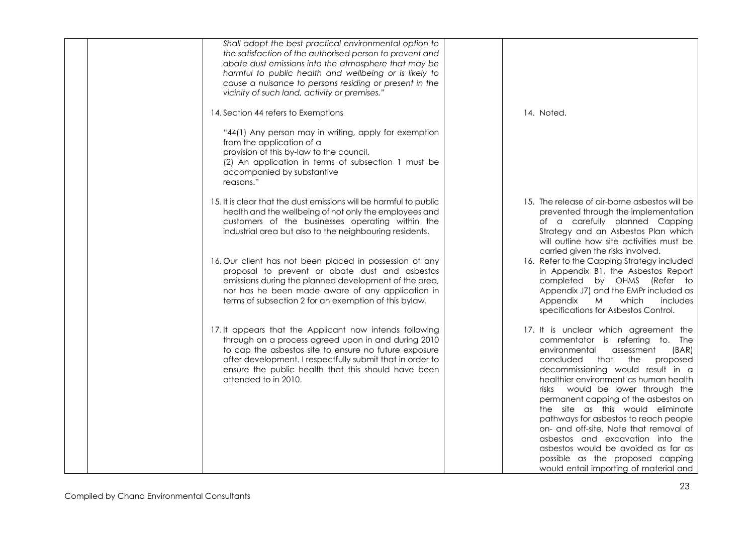| | | | | |
|---|---|---|---|---|
| | | *Shall adopt the best practical environmental option to the satisfaction of the authorised person to prevent and abate dust emissions into the atmosphere that may be harmful to public health and wellbeing or is likely to cause a nuisance to persons residing or present in the vicinity of such land, activity or premises.*" | | |
| | | 14. Section 44 refers to Exemptions<br><br>"44(1) Any person may in writing, apply for exemption from the application of a provision of this by-law to the council.<br>(2) An application in terms of subsection 1 must be accompanied by substantive reasons." | | 14. Noted. |
| | | 15. It is clear that the dust emissions will be harmful to public health and the wellbeing of not only the employees and customers of the businesses operating within the industrial area but also to the neighbouring residents. | | 15. The release of air-borne asbestos will be prevented through the implementation of a carefully planned Capping Strategy and an Asbestos Plan which will outline how site activities must be carried given the risks involved. |
| | | 16. Our client has not been placed in possession of any proposal to prevent or abate dust and asbestos emissions during the planned development of the area, nor has he been made aware of any application in terms of subsection 2 for an exemption of this bylaw. | | 16. Refer to the Capping Strategy included in Appendix B1, the Asbestos Report completed by OHMS (Refer to Appendix J7) and the EMPr included as Appendix M which includes specifications for Asbestos Control. |
| | | 17. It appears that the Applicant now intends following through on a process agreed upon in and during 2010 to cap the asbestos site to ensure no future exposure after development. I respectfully submit that in order to ensure the public health that this should have been attended to in 2010. | | 17. It is unclear which agreement the commentator is referring to. The environmental assessment (BAR) concluded that the proposed decommissioning would result in a healthier environment as human health risks would be lower through the permanent capping of the asbestos on the site as this would eliminate pathways for asbestos to reach people on- and off-site. Note that removal of asbestos and excavation into the asbestos would be avoided as far as possible as the proposed capping would entail importing of material and |

Compiled by Chand Environmental Consultants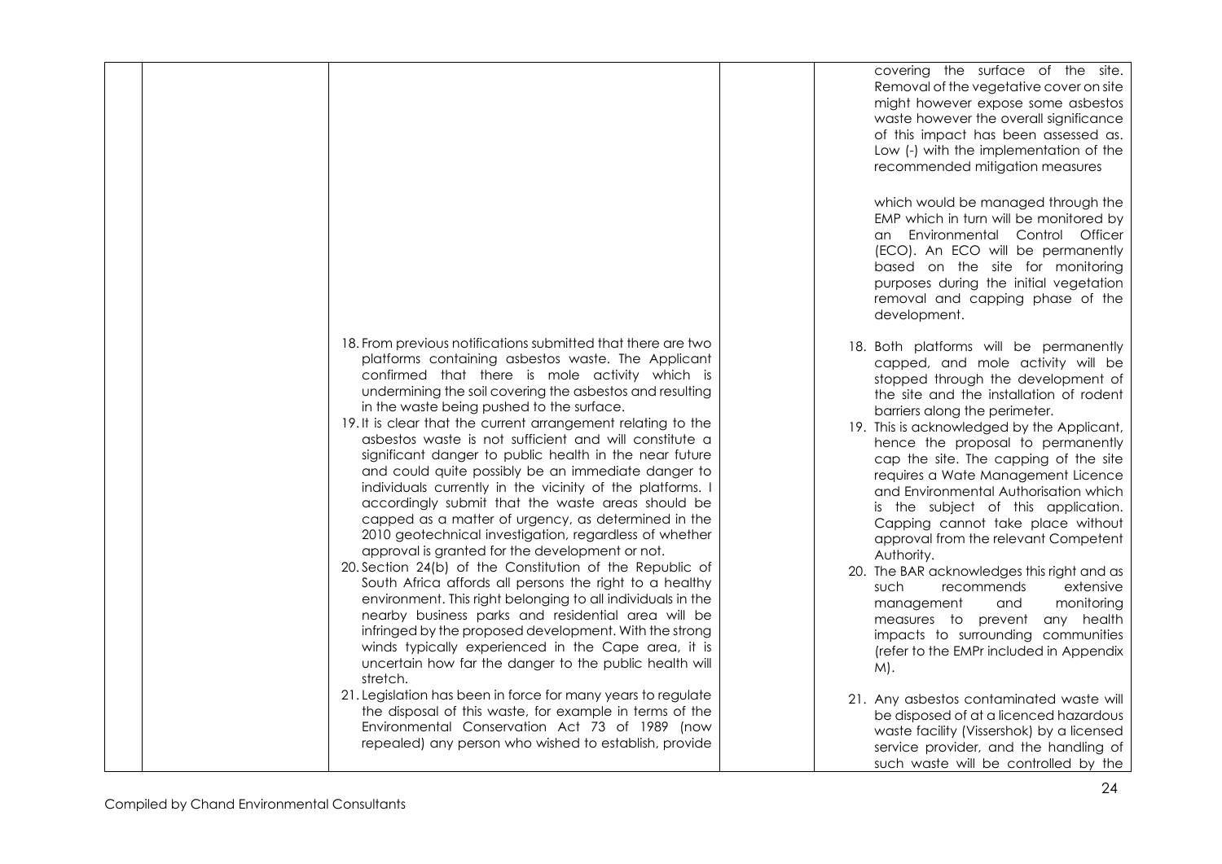| | | | | |
|---|---|---|---|---|
| | | | | covering the surface of the site. Removal of the vegetative cover on site might however expose some asbestos waste however the overall significance of this impact has been assessed as. Low (-) with the implementation of the recommended mitigation measures<br><br>which would be managed through the EMP which in turn will be monitored by an Environmental Control Officer (ECO). An ECO will be permanently based on the site for monitoring purposes during the initial vegetation removal and capping phase of the development. |
| | | 18. From previous notifications submitted that there are two platforms containing asbestos waste. The Applicant confirmed that there is mole activity which is undermining the soil covering the asbestos and resulting in the waste being pushed to the surface.<br>19. It is clear that the current arrangement relating to the asbestos waste is not sufficient and will constitute a significant danger to public health in the near future and could quite possibly be an immediate danger to individuals currently in the vicinity of the platforms. I accordingly submit that the waste areas should be capped as a matter of urgency, as determined in the 2010 geotechnical investigation, regardless of whether approval is granted for the development or not.<br>20. Section 24(b) of the Constitution of the Republic of South Africa affords all persons the right to a healthy environment. This right belonging to all individuals in the nearby business parks and residential area will be infringed by the proposed development. With the strong winds typically experienced in the Cape area, it is uncertain how far the danger to the public health will stretch.<br>21. Legislation has been in force for many years to regulate the disposal of this waste, for example in terms of the Environmental Conservation Act 73 of 1989 (now repealed) any person who wished to establish, provide | | 18. Both platforms will be permanently capped, and mole activity will be stopped through the development of the site and the installation of rodent barriers along the perimeter.<br>19. This is acknowledged by the Applicant, hence the proposal to permanently cap the site. The capping of the site requires a Wate Management Licence and Environmental Authorisation which is the subject of this application. Capping cannot take place without approval from the relevant Competent Authority.<br>20. The BAR acknowledges this right and as such recommends extensive management and monitoring measures to prevent any health impacts to surrounding communities (refer to the EMPr included in Appendix M).<br>21. Any asbestos contaminated waste will be disposed of at a licenced hazardous waste facility (Vissershok) by a licensed service provider, and the handling of such waste will be controlled by the |

Compiled by Chand Environmental Consultants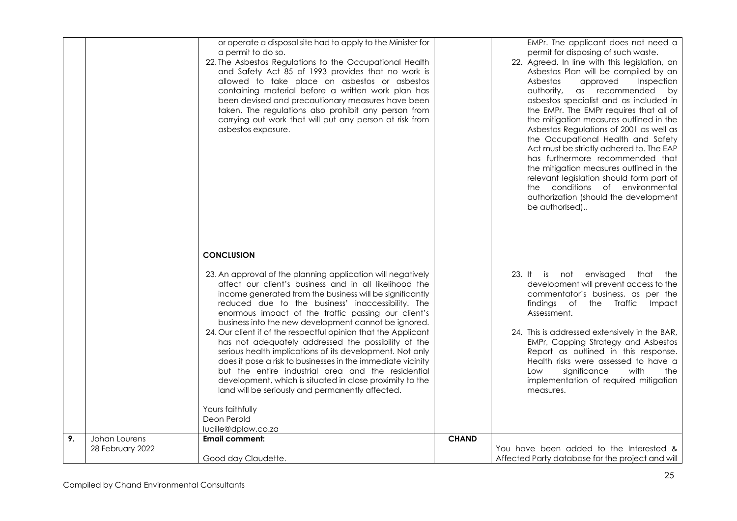| | | | | |
|---|---|---|---|---|
| | | or operate a disposal site had to apply to the Minister for a permit to do so.<br>22. The Asbestos Regulations to the Occupational Health and Safety Act 85 of 1993 provides that no work is allowed to take place on asbestos or asbestos containing material before a written work plan has been devised and precautionary measures have been taken. The regulations also prohibit any person from carrying out work that will put any person at risk from asbestos exposure. | | EMPr. The applicant does not need a permit for disposing of such waste.<br>22. Agreed. In line with this legislation, an Asbestos Plan will be compiled by an Asbestos approved Inspection authority, as recommended by asbestos specialist and as included in the EMPr. The EMPr requires that all of the mitigation measures outlined in the Asbestos Regulations of 2001 as well as the Occupational Health and Safety Act must be strictly adhered to. The EAP has furthermore recommended that the mitigation measures outlined in the relevant legislation should form part of the conditions of environmental authorization (should the development be authorised).. |
| | | **CONCLUSION**<br><br>23. An approval of the planning application will negatively affect our client's business and in all likelihood the income generated from the business will be significantly reduced due to the business' inaccessibility. The enormous impact of the traffic passing our client's business into the new development cannot be ignored.<br>24. Our client if of the respectful opinion that the Applicant has not adequately addressed the possibility of the serious health implications of its development. Not only does it pose a risk to businesses in the immediate vicinity but the entire industrial area and the residential development, which is situated in close proximity to the land will be seriously and permanently affected.<br><br>Yours faithfully<br>Deon Perold<br>lucille@dplaw.co.za | | 23. It is not envisaged that the development will prevent access to the commentator's business, as per the findings of the Traffic Impact Assessment.<br><br>24. This is addressed extensively in the BAR, EMPr, Capping Strategy and Asbestos Report as outlined in this response. Health risks were assessed to have a Low significance with the implementation of required mitigation measures. |
| **9.** | Johan Lourens<br>28 February 2022 | **Email comment:**<br><br>Good day Claudette. | **CHAND** | You have been added to the Interested & Affected Party database for the project and will |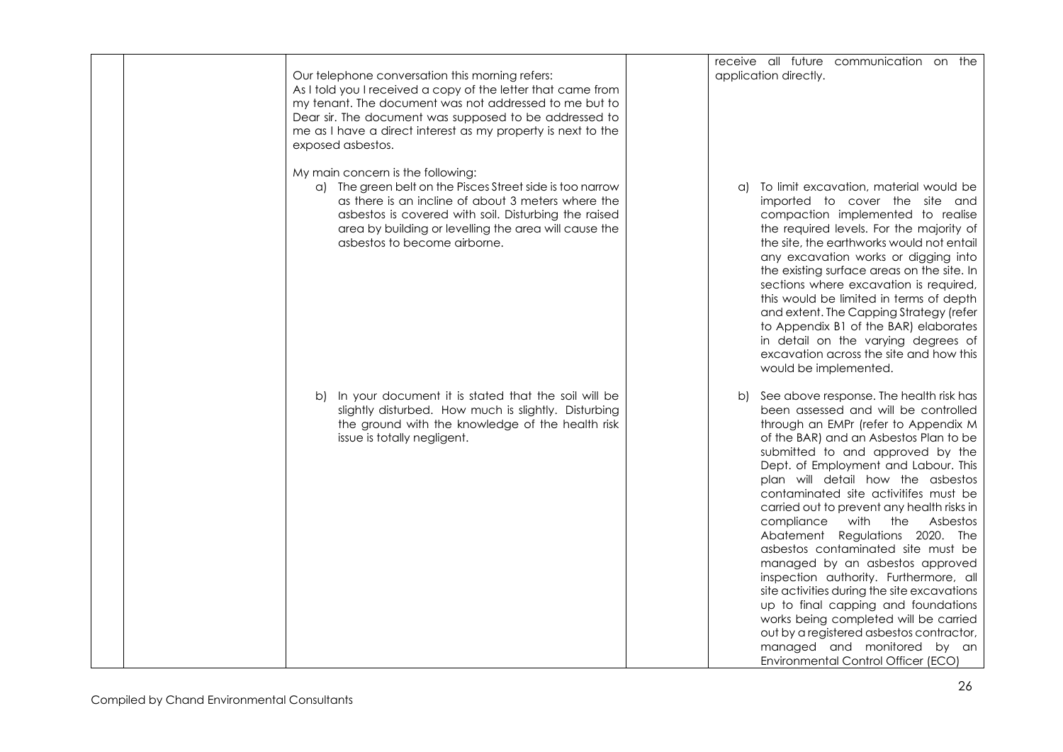|  |  | Our telephone conversation this morning refers:<br>As I told you I received a copy of the letter that came from my tenant. The document was not addressed to me but to Dear sir. The document was supposed to be addressed to me as I have a direct interest as my property is next to the exposed asbestos.<br><br>My main concern is the following:<br>a) The green belt on the Pisces Street side is too narrow as there is an incline of about 3 meters where the asbestos is covered with soil. Disturbing the raised area by building or levelling the area will cause the asbestos to become airborne. |  | receive all future communication on the application directly.<br><br>a) To limit excavation, material would be imported to cover the site and compaction implemented to realise the required levels. For the majority of the site, the earthworks would not entail any excavation works or digging into the existing surface areas on the site. In sections where excavation is required, this would be limited in terms of depth and extent. The Capping Strategy (refer to Appendix B1 of the BAR) elaborates in detail on the varying degrees of excavation across the site and how this would be implemented. |
|---|---|---|---|---|
|  |  | b) In your document it is stated that the soil will be slightly disturbed. How much is slightly. Disturbing the ground with the knowledge of the health risk issue is totally negligent. |  | b) See above response. The health risk has been assessed and will be controlled through an EMPr (refer to Appendix M of the BAR) and an Asbestos Plan to be submitted to and approved by the Dept. of Employment and Labour. This plan will detail how the asbestos contaminated site activitifes must be carried out to prevent any health risks in compliance with the Asbestos Abatement Regulations 2020. The asbestos contaminated site must be managed by an asbestos approved inspection authority. Furthermore, all site activities during the site excavations up to final capping and foundations works being completed will be carried out by a registered asbestos contractor, managed and monitored by an Environmental Control Officer (ECO) |

Compiled by Chand Environmental Consultants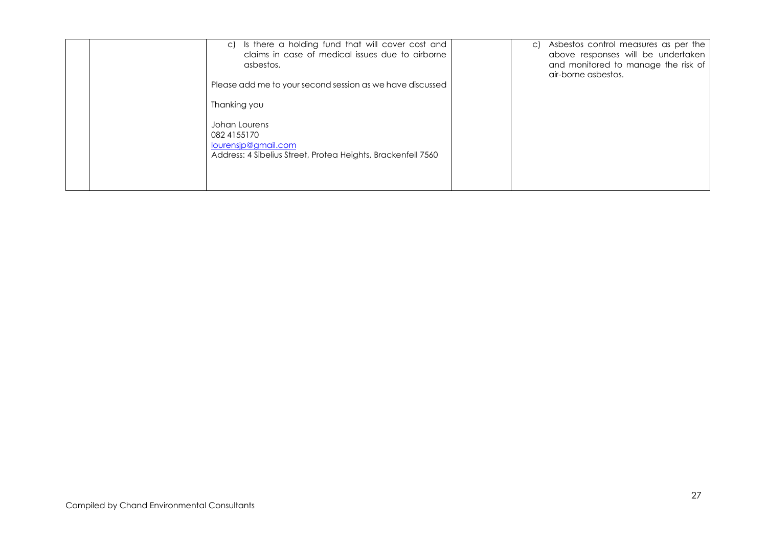| | | | | |
|---|---|---|---|---|
| | | c) Is there a holding fund that will cover cost and claims in case of medical issues due to airborne asbestos.<br><br>Please add me to your second session as we have discussed<br><br>Thanking you<br><br>Johan Lourens<br>082 4155170<br>lourensjp@gmail.com<br>Address: 4 Sibelius Street, Protea Heights, Brackenfell 7560 | | c) Asbestos control measures as per the above responses will be undertaken and monitored to manage the risk of air-borne asbestos. |

Compiled by Chand Environmental Consultants